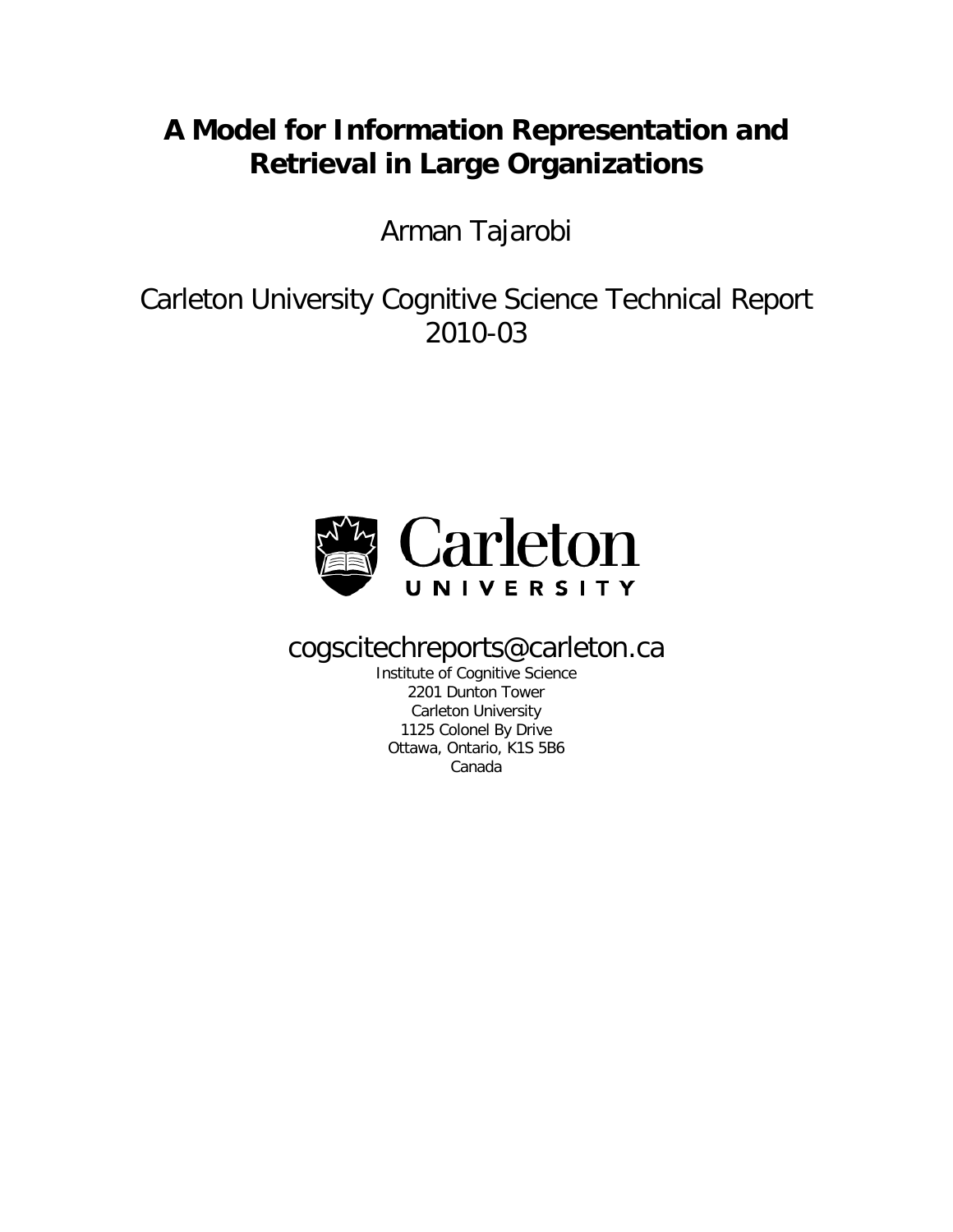# A Model for Information Representation and Retrieval in Large Organizations

Arman Tajarobi

Carleton University Cognitive Science Technical Report 2010-03

Carleton UNIVERSITY

cogscitechreports@carleton.ca

Institute of Cognitive Science
2201 Dunton Tower
Carleton University
1125 Colonel By Drive
Ottawa, Ontario, K1S 5B6
Canada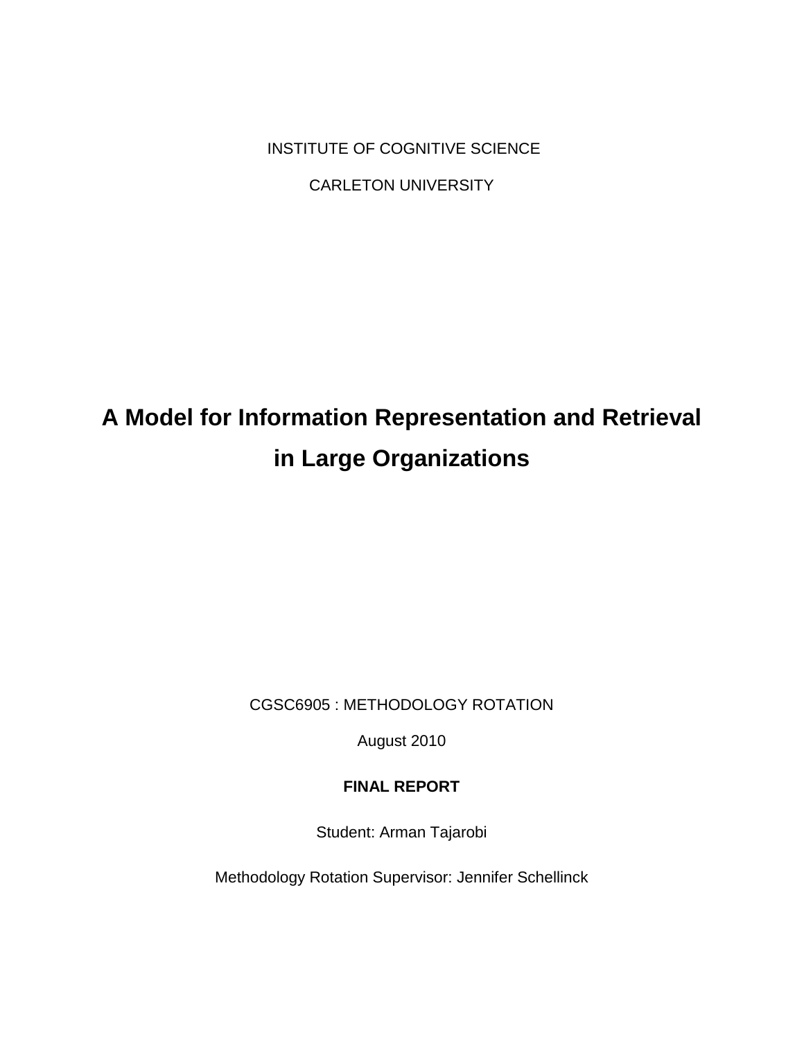INSTITUTE OF COGNITIVE SCIENCE

CARLETON UNIVERSITY

# A Model for Information Representation and Retrieval in Large Organizations

CGSC6905 : METHODOLOGY ROTATION

August 2010

**FINAL REPORT**

Student: Arman Tajarobi

Methodology Rotation Supervisor: Jennifer Schellinck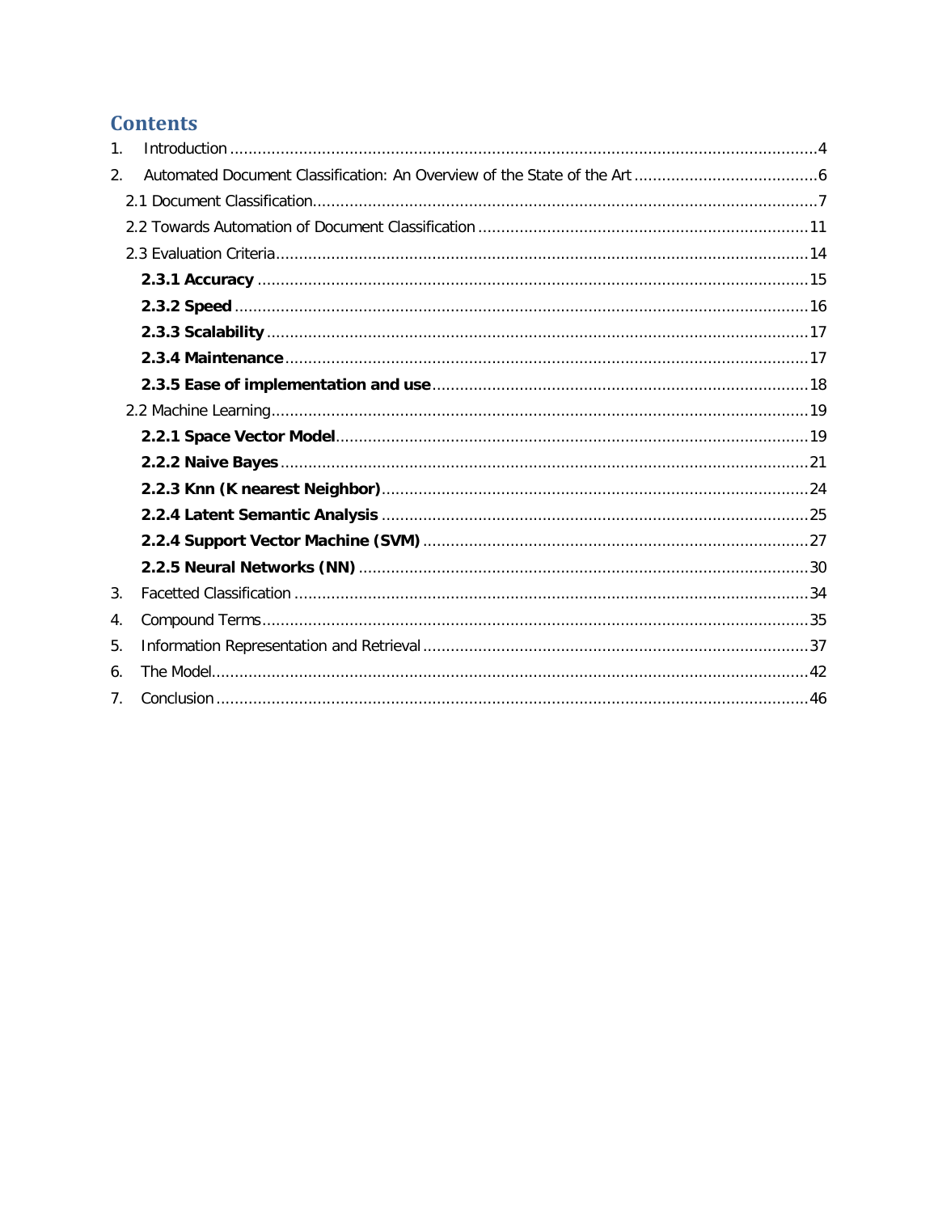# Contents

1. Introduction ....................................................................................................................4
2. Automated Document Classification: An Overview of the State of the Art ........................................6
   - 2.1 Document Classification................................................................................................7
   - 2.2 Towards Automation of Document Classification ..........................................................11
   - 2.3 Evaluation Criteria.......................................................................................................14
     - **2.3.1 Accuracy** ..........................................................................................................15
     - **2.3.2 Speed** ...............................................................................................................16
     - **2.3.3 Scalability** .........................................................................................................17
     - **2.3.4 Maintenance** .....................................................................................................17
     - **2.3.5 Ease of implementation and use**..........................................................................18
   - 2.2 Machine Learning.........................................................................................................19
     - **2.2.1 Space Vector Model**...........................................................................................19
     - **2.2.2 Naive Bayes** .......................................................................................................21
     - **2.2.3 Knn (K nearest Neighbor)**....................................................................................24
     - **2.2.4 Latent Semantic Analysis** ....................................................................................25
     - **2.2.4 Support Vector Machine (SVM)** ............................................................................27
     - **2.2.5 Neural Networks (NN)** .........................................................................................30
3. Facetted Classification ....................................................................................................34
4. Compound Terms............................................................................................................35
5. Information Representation and Retrieval ........................................................................37
6. The Model.......................................................................................................................42
7. Conclusion ......................................................................................................................46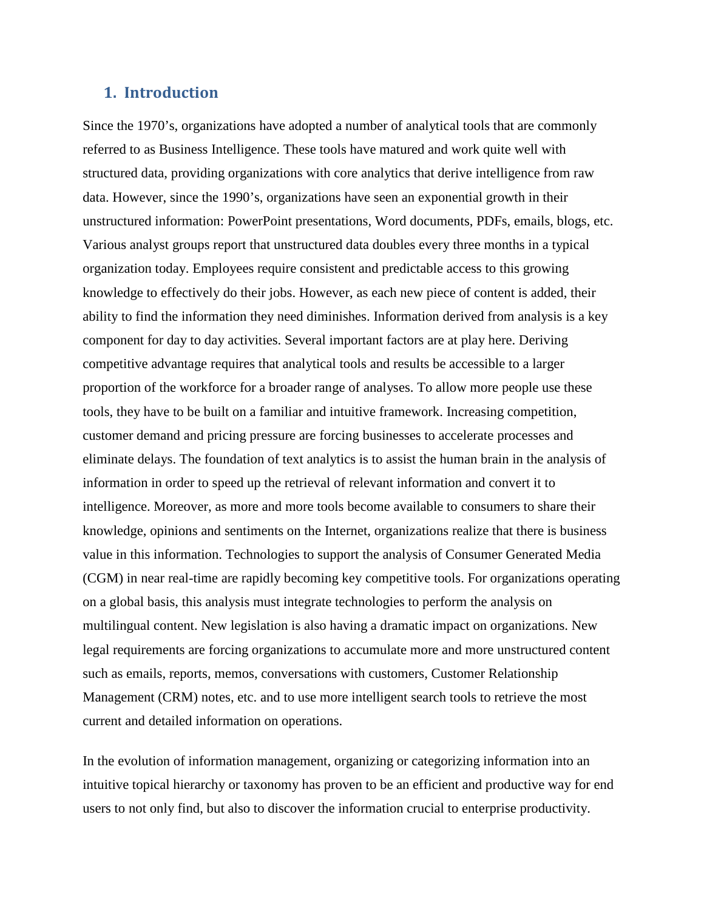## 1. Introduction

Since the 1970's, organizations have adopted a number of analytical tools that are commonly referred to as Business Intelligence. These tools have matured and work quite well with structured data, providing organizations with core analytics that derive intelligence from raw data. However, since the 1990's, organizations have seen an exponential growth in their unstructured information: PowerPoint presentations, Word documents, PDFs, emails, blogs, etc. Various analyst groups report that unstructured data doubles every three months in a typical organization today. Employees require consistent and predictable access to this growing knowledge to effectively do their jobs. However, as each new piece of content is added, their ability to find the information they need diminishes. Information derived from analysis is a key component for day to day activities. Several important factors are at play here. Deriving competitive advantage requires that analytical tools and results be accessible to a larger proportion of the workforce for a broader range of analyses. To allow more people use these tools, they have to be built on a familiar and intuitive framework. Increasing competition, customer demand and pricing pressure are forcing businesses to accelerate processes and eliminate delays. The foundation of text analytics is to assist the human brain in the analysis of information in order to speed up the retrieval of relevant information and convert it to intelligence. Moreover, as more and more tools become available to consumers to share their knowledge, opinions and sentiments on the Internet, organizations realize that there is business value in this information. Technologies to support the analysis of Consumer Generated Media (CGM) in near real-time are rapidly becoming key competitive tools. For organizations operating on a global basis, this analysis must integrate technologies to perform the analysis on multilingual content. New legislation is also having a dramatic impact on organizations. New legal requirements are forcing organizations to accumulate more and more unstructured content such as emails, reports, memos, conversations with customers, Customer Relationship Management (CRM) notes, etc. and to use more intelligent search tools to retrieve the most current and detailed information on operations.

In the evolution of information management, organizing or categorizing information into an intuitive topical hierarchy or taxonomy has proven to be an efficient and productive way for end users to not only find, but also to discover the information crucial to enterprise productivity.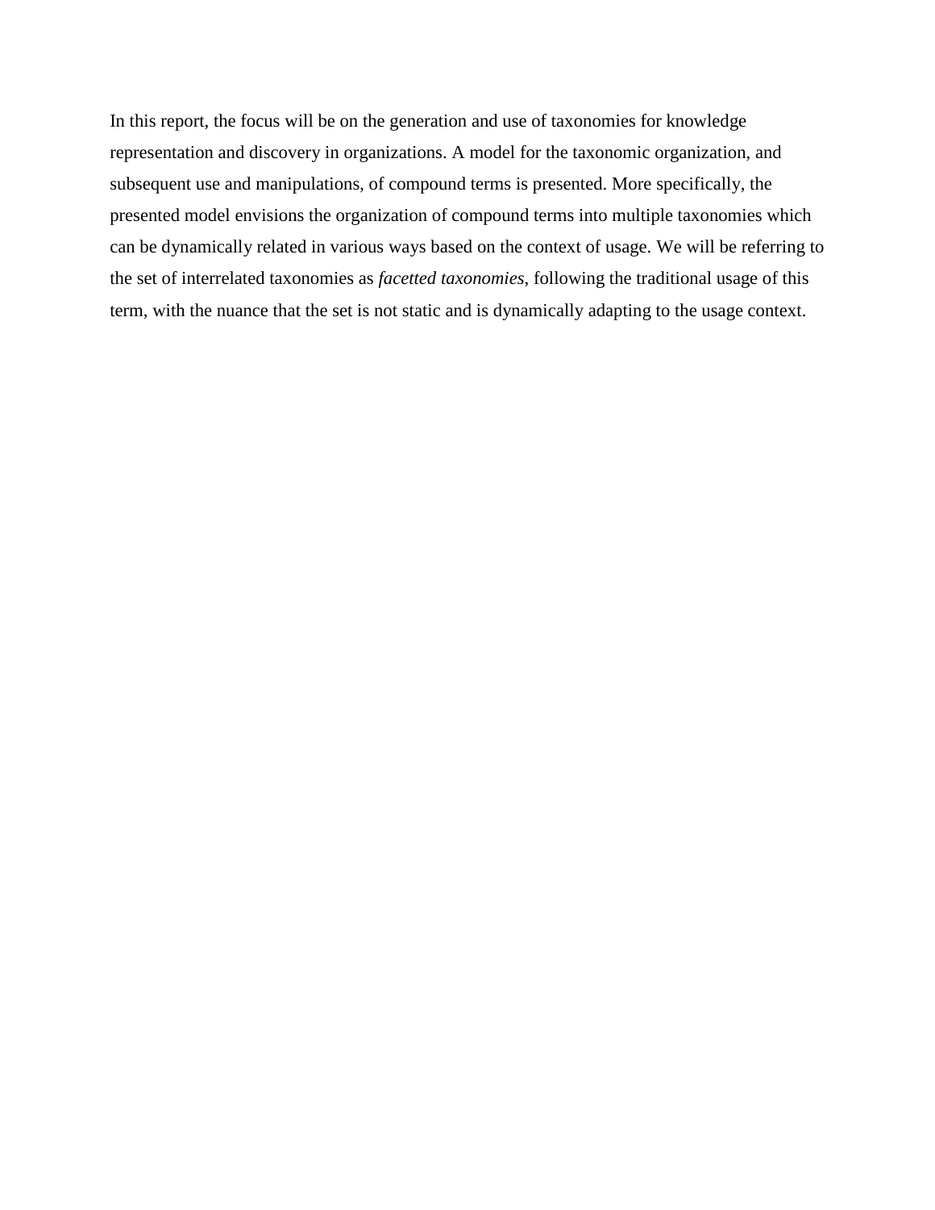In this report, the focus will be on the generation and use of taxonomies for knowledge representation and discovery in organizations. A model for the taxonomic organization, and subsequent use and manipulations, of compound terms is presented. More specifically, the presented model envisions the organization of compound terms into multiple taxonomies which can be dynamically related in various ways based on the context of usage. We will be referring to the set of interrelated taxonomies as *facetted taxonomies*, following the traditional usage of this term, with the nuance that the set is not static and is dynamically adapting to the usage context.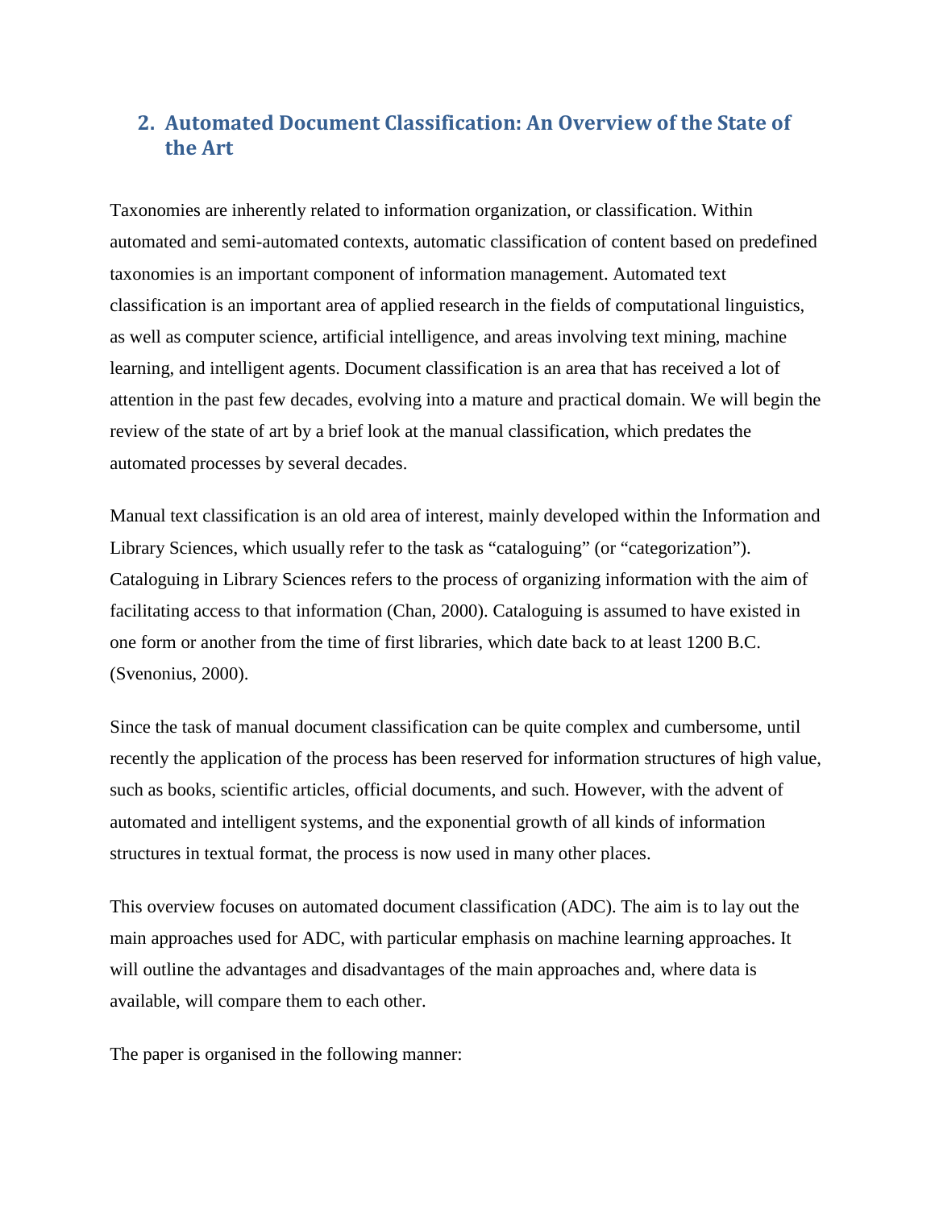## 2. Automated Document Classification: An Overview of the State of the Art

Taxonomies are inherently related to information organization, or classification. Within automated and semi-automated contexts, automatic classification of content based on predefined taxonomies is an important component of information management. Automated text classification is an important area of applied research in the fields of computational linguistics, as well as computer science, artificial intelligence, and areas involving text mining, machine learning, and intelligent agents. Document classification is an area that has received a lot of attention in the past few decades, evolving into a mature and practical domain. We will begin the review of the state of art by a brief look at the manual classification, which predates the automated processes by several decades.

Manual text classification is an old area of interest, mainly developed within the Information and Library Sciences, which usually refer to the task as "cataloguing" (or "categorization"). Cataloguing in Library Sciences refers to the process of organizing information with the aim of facilitating access to that information (Chan, 2000). Cataloguing is assumed to have existed in one form or another from the time of first libraries, which date back to at least 1200 B.C. (Svenonius, 2000).

Since the task of manual document classification can be quite complex and cumbersome, until recently the application of the process has been reserved for information structures of high value, such as books, scientific articles, official documents, and such. However, with the advent of automated and intelligent systems, and the exponential growth of all kinds of information structures in textual format, the process is now used in many other places.

This overview focuses on automated document classification (ADC). The aim is to lay out the main approaches used for ADC, with particular emphasis on machine learning approaches. It will outline the advantages and disadvantages of the main approaches and, where data is available, will compare them to each other.

The paper is organised in the following manner: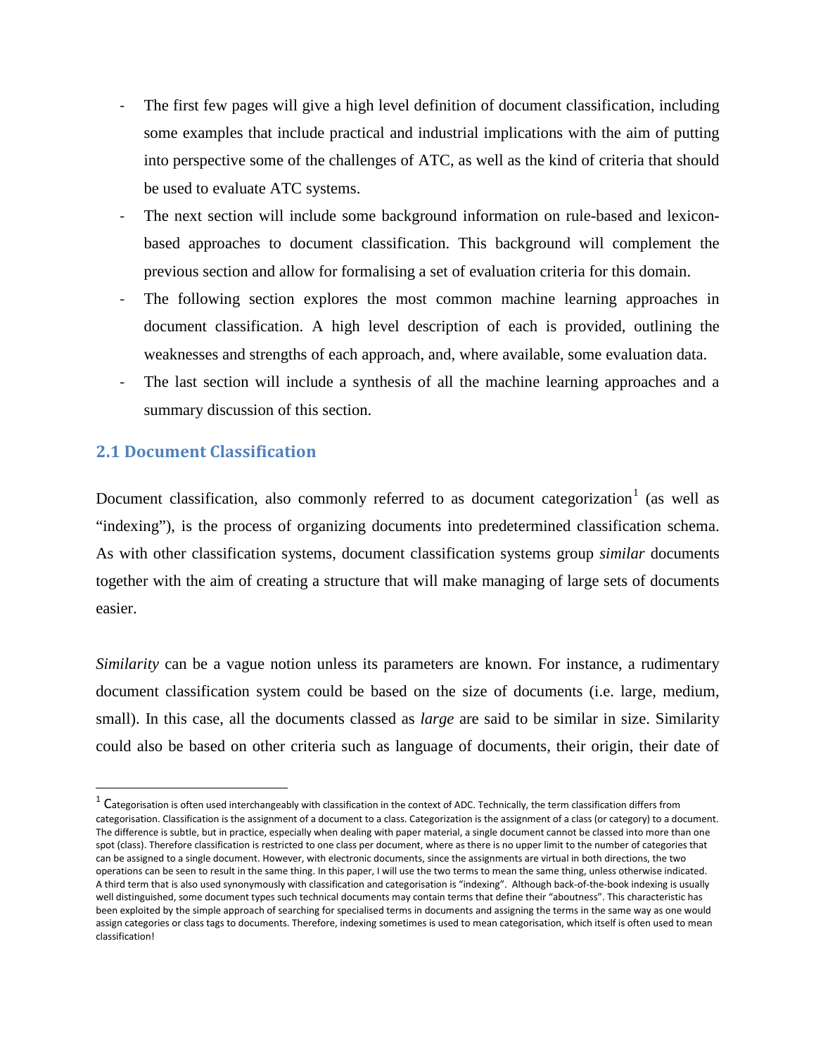- The first few pages will give a high level definition of document classification, including some examples that include practical and industrial implications with the aim of putting into perspective some of the challenges of ATC, as well as the kind of criteria that should be used to evaluate ATC systems.
- The next section will include some background information on rule-based and lexicon-based approaches to document classification. This background will complement the previous section and allow for formalising a set of evaluation criteria for this domain.
- The following section explores the most common machine learning approaches in document classification. A high level description of each is provided, outlining the weaknesses and strengths of each approach, and, where available, some evaluation data.
- The last section will include a synthesis of all the machine learning approaches and a summary discussion of this section.

## 2.1 Document Classification

Document classification, also commonly referred to as document categorization[1] (as well as "indexing"), is the process of organizing documents into predetermined classification schema. As with other classification systems, document classification systems group *similar* documents together with the aim of creating a structure that will make managing of large sets of documents easier.

*Similarity* can be a vague notion unless its parameters are known. For instance, a rudimentary document classification system could be based on the size of documents (i.e. large, medium, small). In this case, all the documents classed as *large* are said to be similar in size. Similarity could also be based on other criteria such as language of documents, their origin, their date of

---

[1] Categorisation is often used interchangeably with classification in the context of ADC. Technically, the term classification differs from categorisation. Classification is the assignment of a document to a class. Categorization is the assignment of a class (or category) to a document. The difference is subtle, but in practice, especially when dealing with paper material, a single document cannot be classed into more than one spot (class). Therefore classification is restricted to one class per document, where as there is no upper limit to the number of categories that can be assigned to a single document. However, with electronic documents, since the assignments are virtual in both directions, the two operations can be seen to result in the same thing. In this paper, I will use the two terms to mean the same thing, unless otherwise indicated. A third term that is also used synonymously with classification and categorisation is "indexing". Although back-of-the-book indexing is usually well distinguished, some document types such technical documents may contain terms that define their "aboutness". This characteristic has been exploited by the simple approach of searching for specialised terms in documents and assigning the terms in the same way as one would assign categories or class tags to documents. Therefore, indexing sometimes is used to mean categorisation, which itself is often used to mean classification!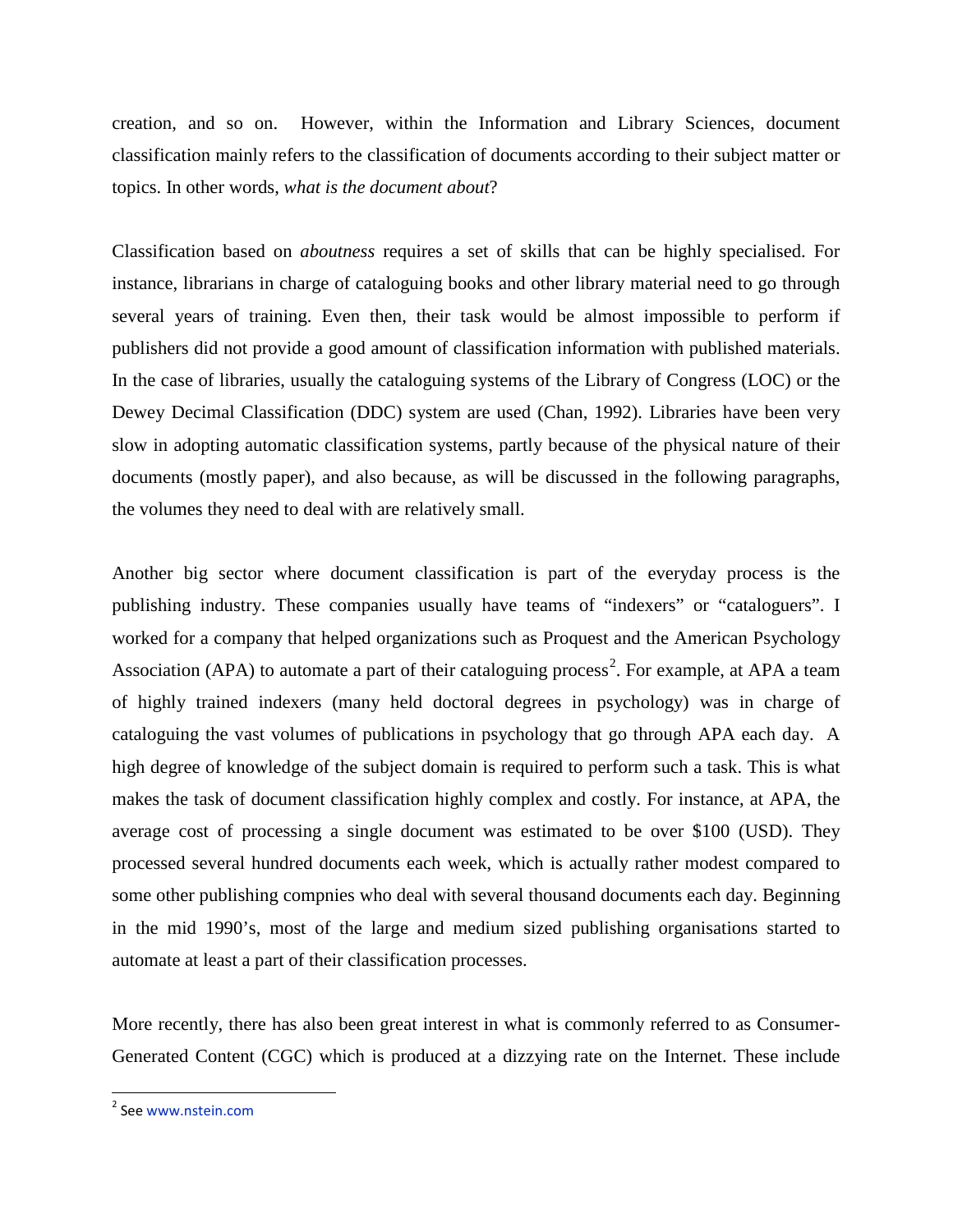creation, and so on. However, within the Information and Library Sciences, document classification mainly refers to the classification of documents according to their subject matter or topics. In other words, *what is the document about*?

Classification based on *aboutness* requires a set of skills that can be highly specialised. For instance, librarians in charge of cataloguing books and other library material need to go through several years of training. Even then, their task would be almost impossible to perform if publishers did not provide a good amount of classification information with published materials. In the case of libraries, usually the cataloguing systems of the Library of Congress (LOC) or the Dewey Decimal Classification (DDC) system are used (Chan, 1992). Libraries have been very slow in adopting automatic classification systems, partly because of the physical nature of their documents (mostly paper), and also because, as will be discussed in the following paragraphs, the volumes they need to deal with are relatively small.

Another big sector where document classification is part of the everyday process is the publishing industry. These companies usually have teams of "indexers" or "cataloguers". I worked for a company that helped organizations such as Proquest and the American Psychology Association (APA) to automate a part of their cataloguing process[2]. For example, at APA a team of highly trained indexers (many held doctoral degrees in psychology) was in charge of cataloguing the vast volumes of publications in psychology that go through APA each day. A high degree of knowledge of the subject domain is required to perform such a task. This is what makes the task of document classification highly complex and costly. For instance, at APA, the average cost of processing a single document was estimated to be over $100 (USD). They processed several hundred documents each week, which is actually rather modest compared to some other publishing compnies who deal with several thousand documents each day. Beginning in the mid 1990's, most of the large and medium sized publishing organisations started to automate at least a part of their classification processes.

More recently, there has also been great interest in what is commonly referred to as Consumer-Generated Content (CGC) which is produced at a dizzying rate on the Internet. These include

[2] See www.nstein.com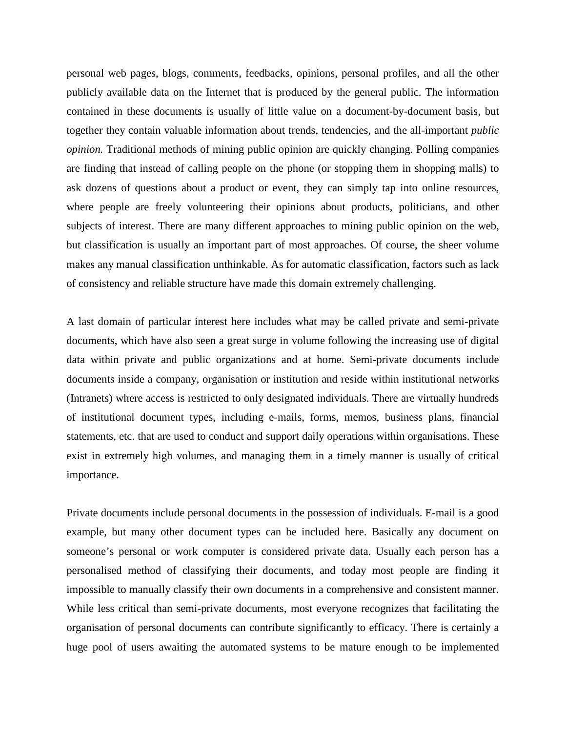personal web pages, blogs, comments, feedbacks, opinions, personal profiles, and all the other publicly available data on the Internet that is produced by the general public. The information contained in these documents is usually of little value on a document-by-document basis, but together they contain valuable information about trends, tendencies, and the all-important *public opinion.* Traditional methods of mining public opinion are quickly changing. Polling companies are finding that instead of calling people on the phone (or stopping them in shopping malls) to ask dozens of questions about a product or event, they can simply tap into online resources, where people are freely volunteering their opinions about products, politicians, and other subjects of interest. There are many different approaches to mining public opinion on the web, but classification is usually an important part of most approaches. Of course, the sheer volume makes any manual classification unthinkable. As for automatic classification, factors such as lack of consistency and reliable structure have made this domain extremely challenging.

A last domain of particular interest here includes what may be called private and semi-private documents, which have also seen a great surge in volume following the increasing use of digital data within private and public organizations and at home. Semi-private documents include documents inside a company, organisation or institution and reside within institutional networks (Intranets) where access is restricted to only designated individuals. There are virtually hundreds of institutional document types, including e-mails, forms, memos, business plans, financial statements, etc. that are used to conduct and support daily operations within organisations. These exist in extremely high volumes, and managing them in a timely manner is usually of critical importance.

Private documents include personal documents in the possession of individuals. E-mail is a good example, but many other document types can be included here. Basically any document on someone's personal or work computer is considered private data. Usually each person has a personalised method of classifying their documents, and today most people are finding it impossible to manually classify their own documents in a comprehensive and consistent manner. While less critical than semi-private documents, most everyone recognizes that facilitating the organisation of personal documents can contribute significantly to efficacy. There is certainly a huge pool of users awaiting the automated systems to be mature enough to be implemented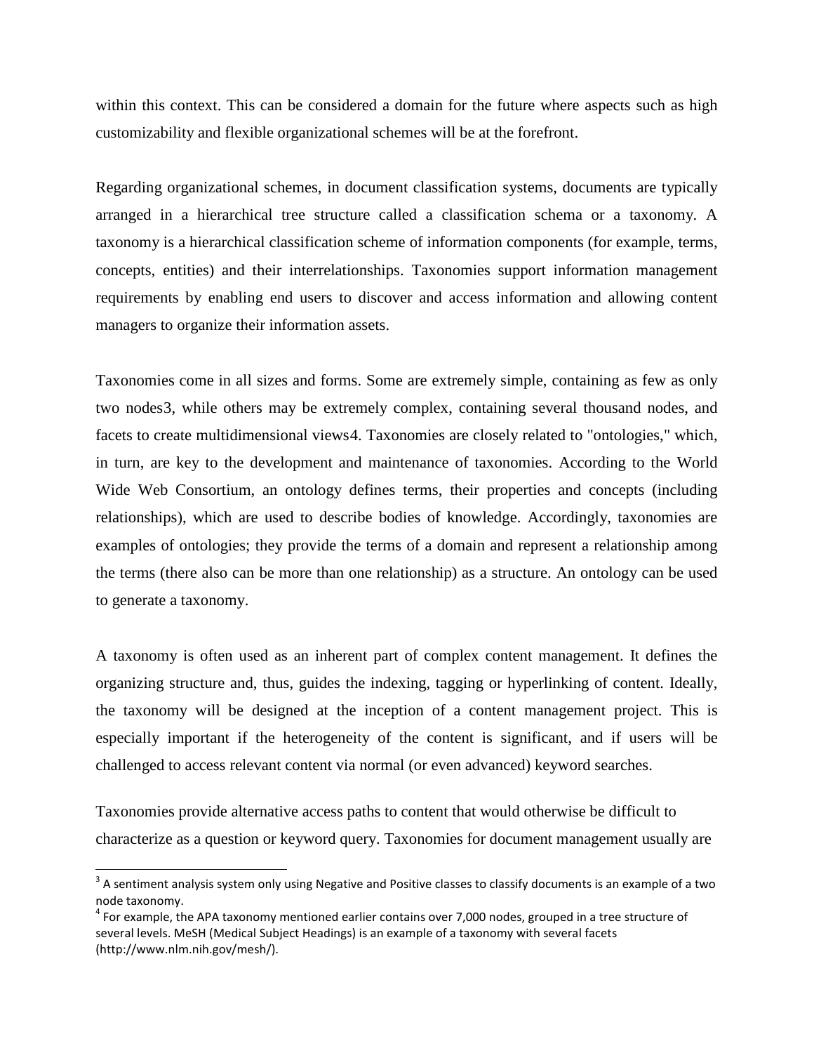within this context. This can be considered a domain for the future where aspects such as high customizability and flexible organizational schemes will be at the forefront.

Regarding organizational schemes, in document classification systems, documents are typically arranged in a hierarchical tree structure called a classification schema or a taxonomy. A taxonomy is a hierarchical classification scheme of information components (for example, terms, concepts, entities) and their interrelationships. Taxonomies support information management requirements by enabling end users to discover and access information and allowing content managers to organize their information assets.

Taxonomies come in all sizes and forms. Some are extremely simple, containing as few as only two nodes[3], while others may be extremely complex, containing several thousand nodes, and facets to create multidimensional views[4]. Taxonomies are closely related to "ontologies," which, in turn, are key to the development and maintenance of taxonomies. According to the World Wide Web Consortium, an ontology defines terms, their properties and concepts (including relationships), which are used to describe bodies of knowledge. Accordingly, taxonomies are examples of ontologies; they provide the terms of a domain and represent a relationship among the terms (there also can be more than one relationship) as a structure. An ontology can be used to generate a taxonomy.

A taxonomy is often used as an inherent part of complex content management. It defines the organizing structure and, thus, guides the indexing, tagging or hyperlinking of content. Ideally, the taxonomy will be designed at the inception of a content management project. This is especially important if the heterogeneity of the content is significant, and if users will be challenged to access relevant content via normal (or even advanced) keyword searches.

Taxonomies provide alternative access paths to content that would otherwise be difficult to characterize as a question or keyword query. Taxonomies for document management usually are

---

[3] A sentiment analysis system only using Negative and Positive classes to classify documents is an example of a two node taxonomy.

[4] For example, the APA taxonomy mentioned earlier contains over 7,000 nodes, grouped in a tree structure of several levels. MeSH (Medical Subject Headings) is an example of a taxonomy with several facets (http://www.nlm.nih.gov/mesh/).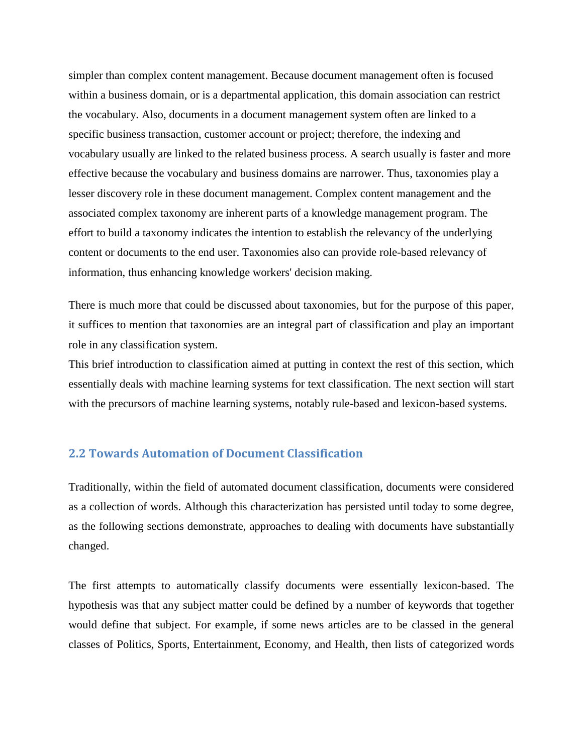simpler than complex content management. Because document management often is focused within a business domain, or is a departmental application, this domain association can restrict the vocabulary. Also, documents in a document management system often are linked to a specific business transaction, customer account or project; therefore, the indexing and vocabulary usually are linked to the related business process. A search usually is faster and more effective because the vocabulary and business domains are narrower. Thus, taxonomies play a lesser discovery role in these document management. Complex content management and the associated complex taxonomy are inherent parts of a knowledge management program. The effort to build a taxonomy indicates the intention to establish the relevancy of the underlying content or documents to the end user. Taxonomies also can provide role-based relevancy of information, thus enhancing knowledge workers' decision making.

There is much more that could be discussed about taxonomies, but for the purpose of this paper, it suffices to mention that taxonomies are an integral part of classification and play an important role in any classification system.
This brief introduction to classification aimed at putting in context the rest of this section, which essentially deals with machine learning systems for text classification. The next section will start with the precursors of machine learning systems, notably rule-based and lexicon-based systems.

## 2.2 Towards Automation of Document Classification

Traditionally, within the field of automated document classification, documents were considered as a collection of words. Although this characterization has persisted until today to some degree, as the following sections demonstrate, approaches to dealing with documents have substantially changed.

The first attempts to automatically classify documents were essentially lexicon-based. The hypothesis was that any subject matter could be defined by a number of keywords that together would define that subject. For example, if some news articles are to be classed in the general classes of Politics, Sports, Entertainment, Economy, and Health, then lists of categorized words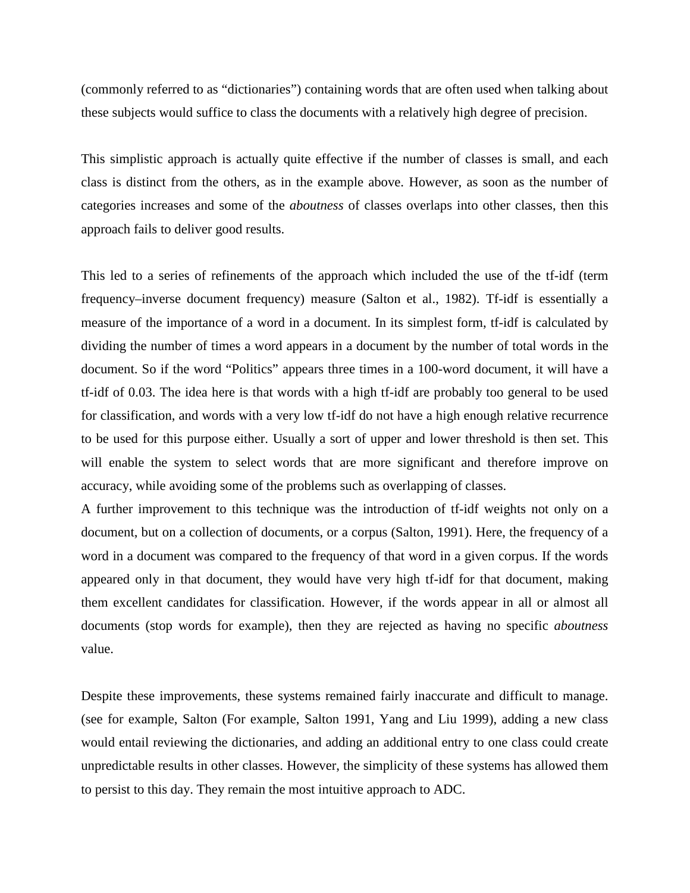(commonly referred to as "dictionaries") containing words that are often used when talking about these subjects would suffice to class the documents with a relatively high degree of precision.

This simplistic approach is actually quite effective if the number of classes is small, and each class is distinct from the others, as in the example above. However, as soon as the number of categories increases and some of the *aboutness* of classes overlaps into other classes, then this approach fails to deliver good results.

This led to a series of refinements of the approach which included the use of the tf-idf (term frequency–inverse document frequency) measure (Salton et al., 1982). Tf-idf is essentially a measure of the importance of a word in a document. In its simplest form, tf-idf is calculated by dividing the number of times a word appears in a document by the number of total words in the document. So if the word "Politics" appears three times in a 100-word document, it will have a tf-idf of 0.03. The idea here is that words with a high tf-idf are probably too general to be used for classification, and words with a very low tf-idf do not have a high enough relative recurrence to be used for this purpose either. Usually a sort of upper and lower threshold is then set. This will enable the system to select words that are more significant and therefore improve on accuracy, while avoiding some of the problems such as overlapping of classes.

A further improvement to this technique was the introduction of tf-idf weights not only on a document, but on a collection of documents, or a corpus (Salton, 1991). Here, the frequency of a word in a document was compared to the frequency of that word in a given corpus. If the words appeared only in that document, they would have very high tf-idf for that document, making them excellent candidates for classification. However, if the words appear in all or almost all documents (stop words for example), then they are rejected as having no specific *aboutness* value.

Despite these improvements, these systems remained fairly inaccurate and difficult to manage. (see for example, Salton (For example, Salton 1991, Yang and Liu 1999), adding a new class would entail reviewing the dictionaries, and adding an additional entry to one class could create unpredictable results in other classes. However, the simplicity of these systems has allowed them to persist to this day. They remain the most intuitive approach to ADC.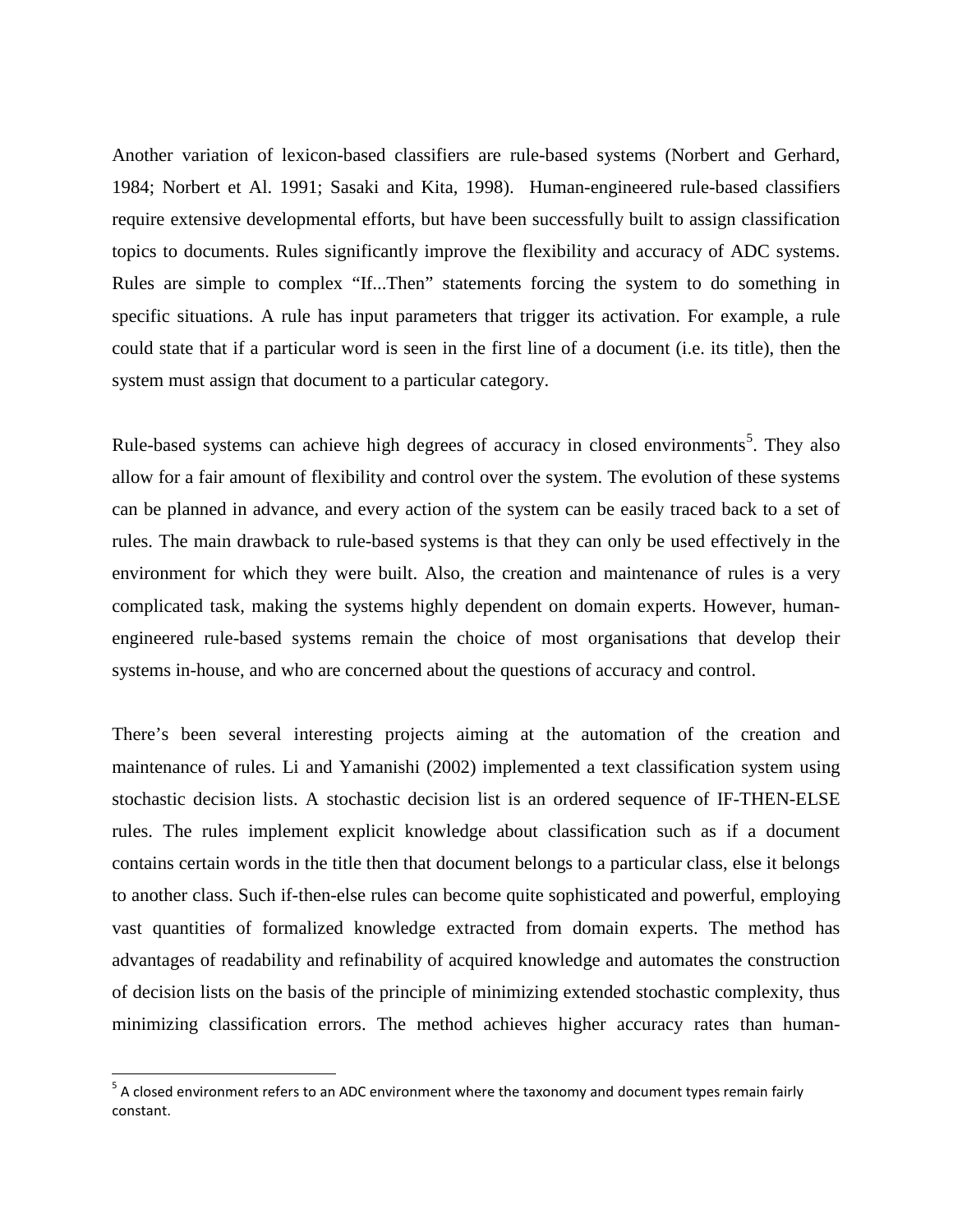Another variation of lexicon-based classifiers are rule-based systems (Norbert and Gerhard, 1984; Norbert et Al. 1991; Sasaki and Kita, 1998). Human-engineered rule-based classifiers require extensive developmental efforts, but have been successfully built to assign classification topics to documents. Rules significantly improve the flexibility and accuracy of ADC systems. Rules are simple to complex "If...Then" statements forcing the system to do something in specific situations. A rule has input parameters that trigger its activation. For example, a rule could state that if a particular word is seen in the first line of a document (i.e. its title), then the system must assign that document to a particular category.

Rule-based systems can achieve high degrees of accuracy in closed environments[5]. They also allow for a fair amount of flexibility and control over the system. The evolution of these systems can be planned in advance, and every action of the system can be easily traced back to a set of rules. The main drawback to rule-based systems is that they can only be used effectively in the environment for which they were built. Also, the creation and maintenance of rules is a very complicated task, making the systems highly dependent on domain experts. However, human-engineered rule-based systems remain the choice of most organisations that develop their systems in-house, and who are concerned about the questions of accuracy and control.

There's been several interesting projects aiming at the automation of the creation and maintenance of rules. Li and Yamanishi (2002) implemented a text classification system using stochastic decision lists. A stochastic decision list is an ordered sequence of IF-THEN-ELSE rules. The rules implement explicit knowledge about classification such as if a document contains certain words in the title then that document belongs to a particular class, else it belongs to another class. Such if-then-else rules can become quite sophisticated and powerful, employing vast quantities of formalized knowledge extracted from domain experts. The method has advantages of readability and refinability of acquired knowledge and automates the construction of decision lists on the basis of the principle of minimizing extended stochastic complexity, thus minimizing classification errors. The method achieves higher accuracy rates than human-

[5] A closed environment refers to an ADC environment where the taxonomy and document types remain fairly constant.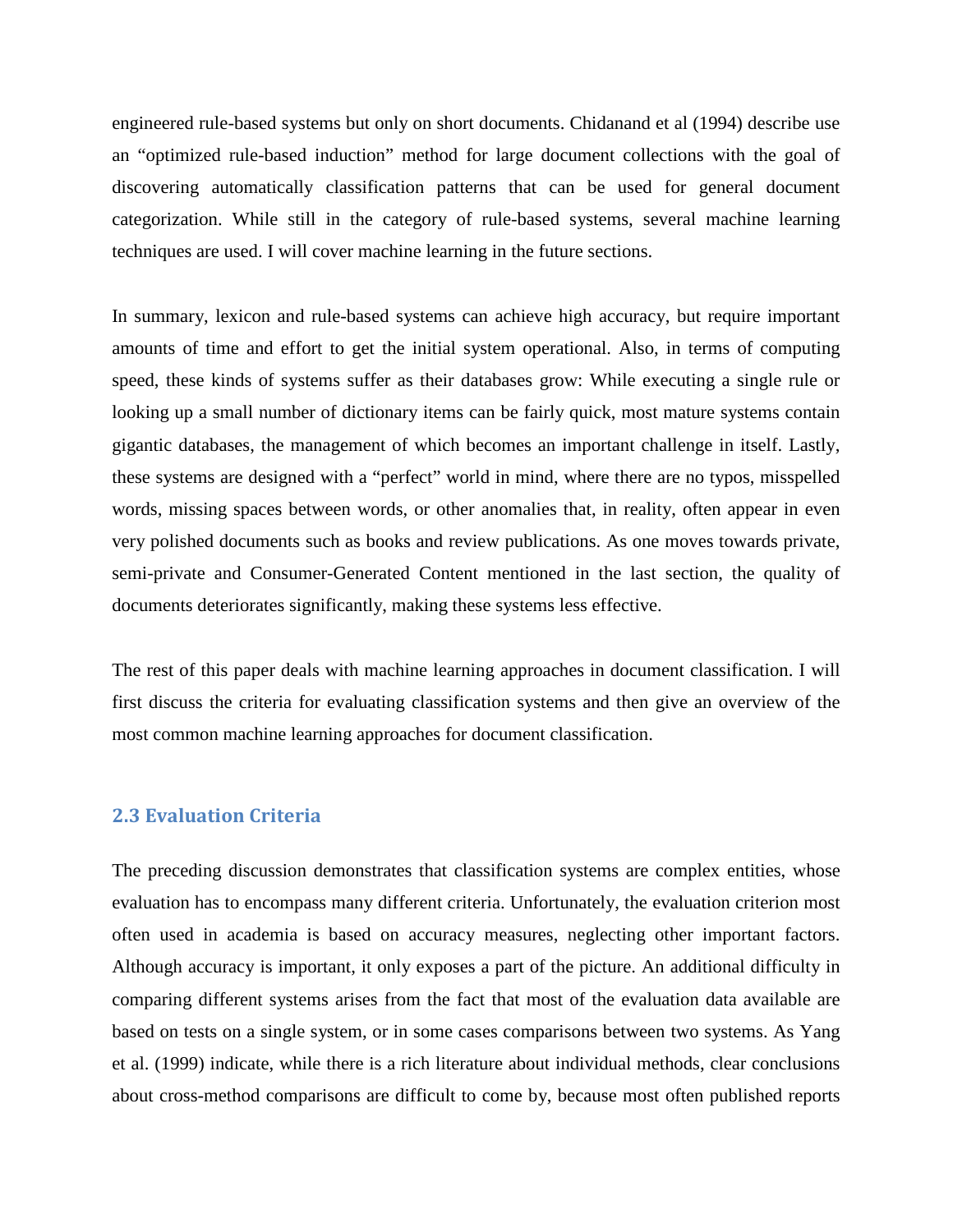engineered rule-based systems but only on short documents. Chidanand et al (1994) describe use an "optimized rule-based induction" method for large document collections with the goal of discovering automatically classification patterns that can be used for general document categorization. While still in the category of rule-based systems, several machine learning techniques are used. I will cover machine learning in the future sections.

In summary, lexicon and rule-based systems can achieve high accuracy, but require important amounts of time and effort to get the initial system operational. Also, in terms of computing speed, these kinds of systems suffer as their databases grow: While executing a single rule or looking up a small number of dictionary items can be fairly quick, most mature systems contain gigantic databases, the management of which becomes an important challenge in itself. Lastly, these systems are designed with a "perfect" world in mind, where there are no typos, misspelled words, missing spaces between words, or other anomalies that, in reality, often appear in even very polished documents such as books and review publications. As one moves towards private, semi-private and Consumer-Generated Content mentioned in the last section, the quality of documents deteriorates significantly, making these systems less effective.

The rest of this paper deals with machine learning approaches in document classification. I will first discuss the criteria for evaluating classification systems and then give an overview of the most common machine learning approaches for document classification.

### 2.3 Evaluation Criteria

The preceding discussion demonstrates that classification systems are complex entities, whose evaluation has to encompass many different criteria. Unfortunately, the evaluation criterion most often used in academia is based on accuracy measures, neglecting other important factors. Although accuracy is important, it only exposes a part of the picture. An additional difficulty in comparing different systems arises from the fact that most of the evaluation data available are based on tests on a single system, or in some cases comparisons between two systems. As Yang et al. (1999) indicate, while there is a rich literature about individual methods, clear conclusions about cross-method comparisons are difficult to come by, because most often published reports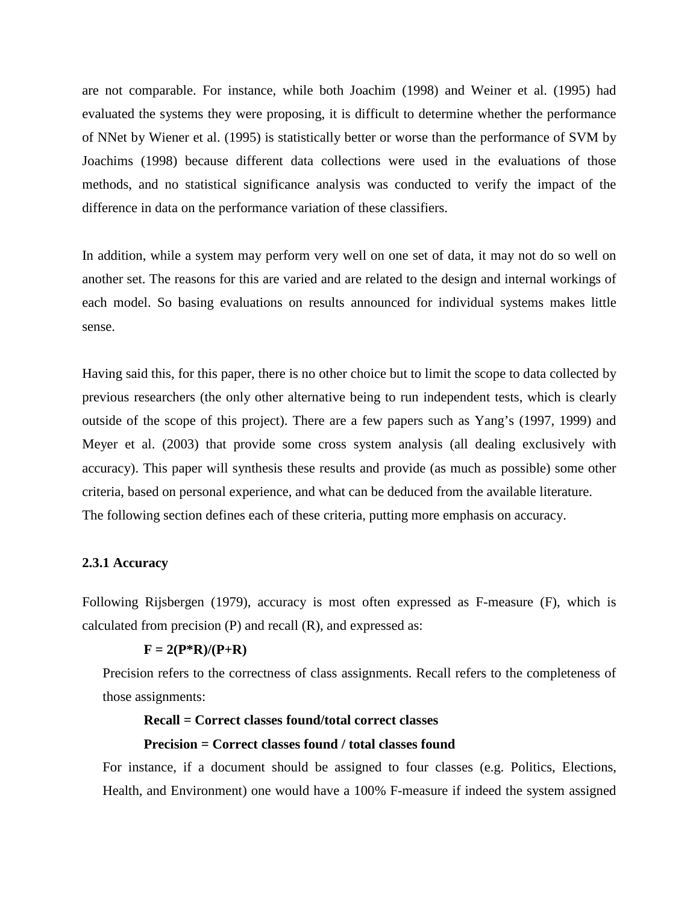are not comparable. For instance, while both Joachim (1998) and Weiner et al. (1995) had evaluated the systems they were proposing, it is difficult to determine whether the performance of NNet by Wiener et al. (1995) is statistically better or worse than the performance of SVM by Joachims (1998) because different data collections were used in the evaluations of those methods, and no statistical significance analysis was conducted to verify the impact of the difference in data on the performance variation of these classifiers.

In addition, while a system may perform very well on one set of data, it may not do so well on another set. The reasons for this are varied and are related to the design and internal workings of each model. So basing evaluations on results announced for individual systems makes little sense.

Having said this, for this paper, there is no other choice but to limit the scope to data collected by previous researchers (the only other alternative being to run independent tests, which is clearly outside of the scope of this project). There are a few papers such as Yang's (1997, 1999) and Meyer et al. (2003) that provide some cross system analysis (all dealing exclusively with accuracy). This paper will synthesis these results and provide (as much as possible) some other criteria, based on personal experience, and what can be deduced from the available literature.
The following section defines each of these criteria, putting more emphasis on accuracy.

### 2.3.1 Accuracy

Following Rijsbergen (1979), accuracy is most often expressed as F-measure (F), which is calculated from precision (P) and recall (R), and expressed as:

$$F = 2(P*R)/(P+R)$$

Precision refers to the correctness of class assignments. Recall refers to the completeness of those assignments:

**Recall = Correct classes found/total correct classes**

**Precision = Correct classes found / total classes found**

For instance, if a document should be assigned to four classes (e.g. Politics, Elections, Health, and Environment) one would have a 100% F-measure if indeed the system assigned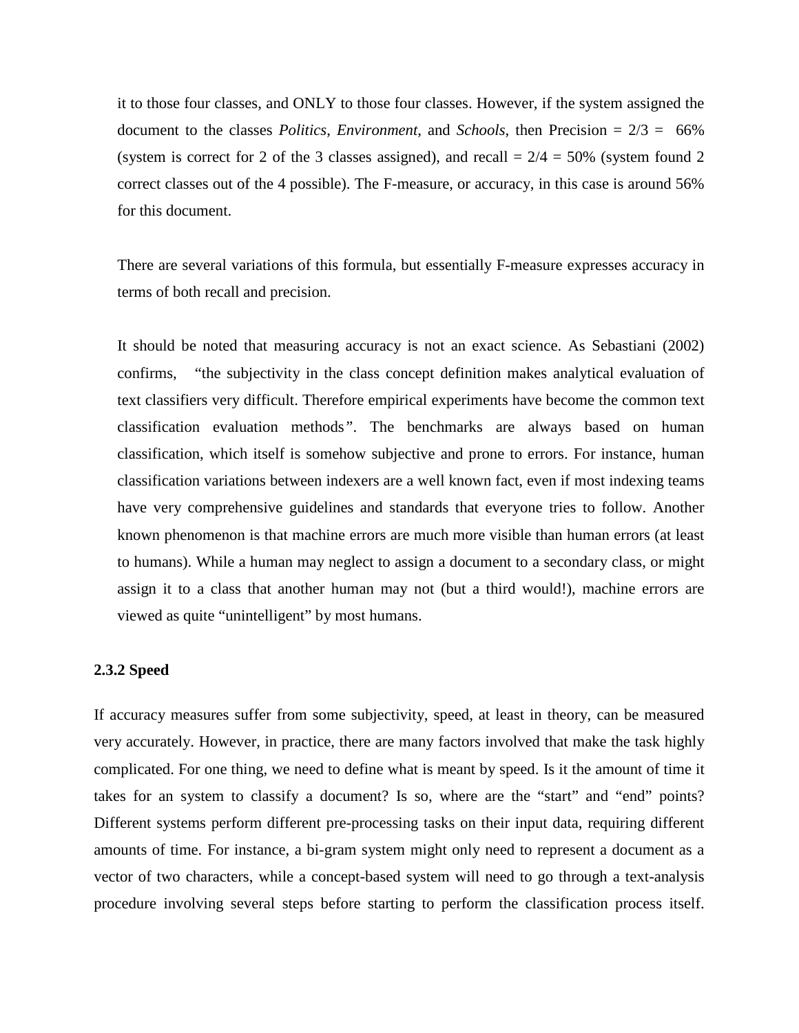it to those four classes, and ONLY to those four classes. However, if the system assigned the document to the classes *Politics*, *Environment*, and *Schools*, then Precision = 2/3 = 66% (system is correct for 2 of the 3 classes assigned), and recall = 2/4 = 50% (system found 2 correct classes out of the 4 possible). The F-measure, or accuracy, in this case is around 56% for this document.

There are several variations of this formula, but essentially F-measure expresses accuracy in terms of both recall and precision.

It should be noted that measuring accuracy is not an exact science. As Sebastiani (2002) confirms, "the subjectivity in the class concept definition makes analytical evaluation of text classifiers very difficult. Therefore empirical experiments have become the common text classification evaluation methods". The benchmarks are always based on human classification, which itself is somehow subjective and prone to errors. For instance, human classification variations between indexers are a well known fact, even if most indexing teams have very comprehensive guidelines and standards that everyone tries to follow. Another known phenomenon is that machine errors are much more visible than human errors (at least to humans). While a human may neglect to assign a document to a secondary class, or might assign it to a class that another human may not (but a third would!), machine errors are viewed as quite "unintelligent" by most humans.

### 2.3.2 Speed

If accuracy measures suffer from some subjectivity, speed, at least in theory, can be measured very accurately. However, in practice, there are many factors involved that make the task highly complicated. For one thing, we need to define what is meant by speed. Is it the amount of time it takes for an system to classify a document? Is so, where are the "start" and "end" points? Different systems perform different pre-processing tasks on their input data, requiring different amounts of time. For instance, a bi-gram system might only need to represent a document as a vector of two characters, while a concept-based system will need to go through a text-analysis procedure involving several steps before starting to perform the classification process itself.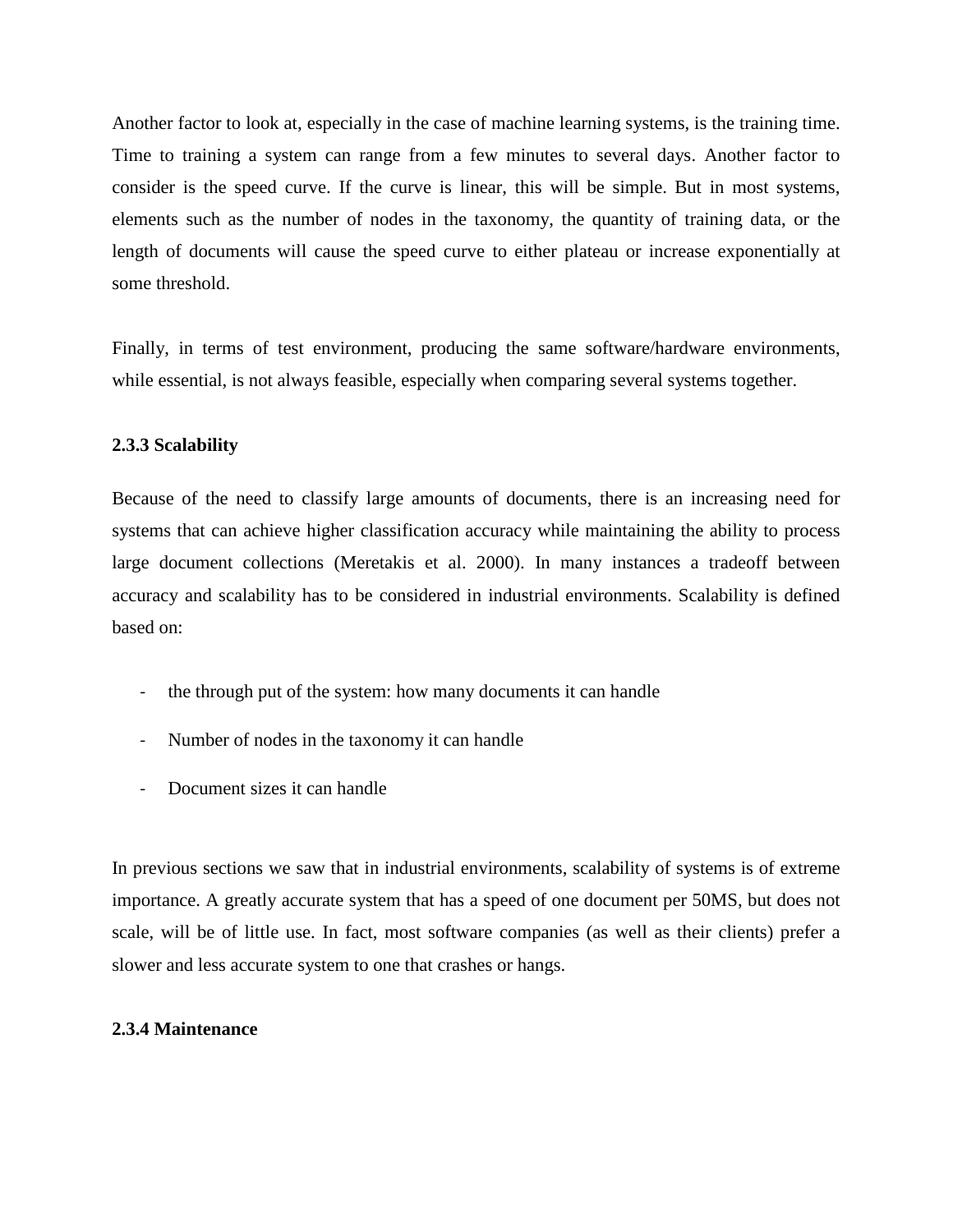Another factor to look at, especially in the case of machine learning systems, is the training time. Time to training a system can range from a few minutes to several days. Another factor to consider is the speed curve. If the curve is linear, this will be simple. But in most systems, elements such as the number of nodes in the taxonomy, the quantity of training data, or the length of documents will cause the speed curve to either plateau or increase exponentially at some threshold.

Finally, in terms of test environment, producing the same software/hardware environments, while essential, is not always feasible, especially when comparing several systems together.

### 2.3.3 Scalability

Because of the need to classify large amounts of documents, there is an increasing need for systems that can achieve higher classification accuracy while maintaining the ability to process large document collections (Meretakis et al. 2000). In many instances a tradeoff between accuracy and scalability has to be considered in industrial environments. Scalability is defined based on:

- the through put of the system: how many documents it can handle
- Number of nodes in the taxonomy it can handle
- Document sizes it can handle

In previous sections we saw that in industrial environments, scalability of systems is of extreme importance. A greatly accurate system that has a speed of one document per 50MS, but does not scale, will be of little use. In fact, most software companies (as well as their clients) prefer a slower and less accurate system to one that crashes or hangs.

### 2.3.4 Maintenance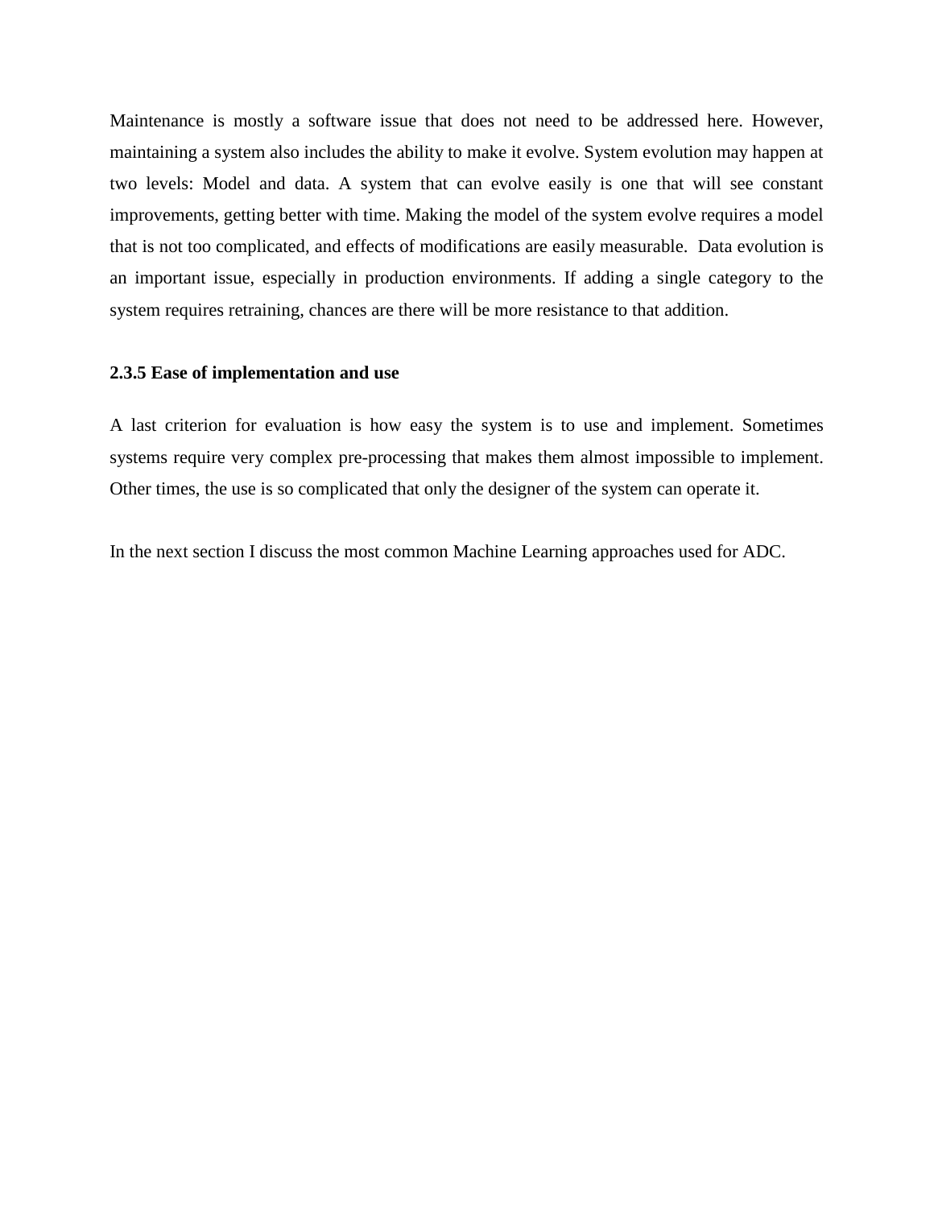Maintenance is mostly a software issue that does not need to be addressed here. However, maintaining a system also includes the ability to make it evolve. System evolution may happen at two levels: Model and data. A system that can evolve easily is one that will see constant improvements, getting better with time. Making the model of the system evolve requires a model that is not too complicated, and effects of modifications are easily measurable. Data evolution is an important issue, especially in production environments. If adding a single category to the system requires retraining, chances are there will be more resistance to that addition.

### 2.3.5 Ease of implementation and use

A last criterion for evaluation is how easy the system is to use and implement. Sometimes systems require very complex pre-processing that makes them almost impossible to implement. Other times, the use is so complicated that only the designer of the system can operate it.

In the next section I discuss the most common Machine Learning approaches used for ADC.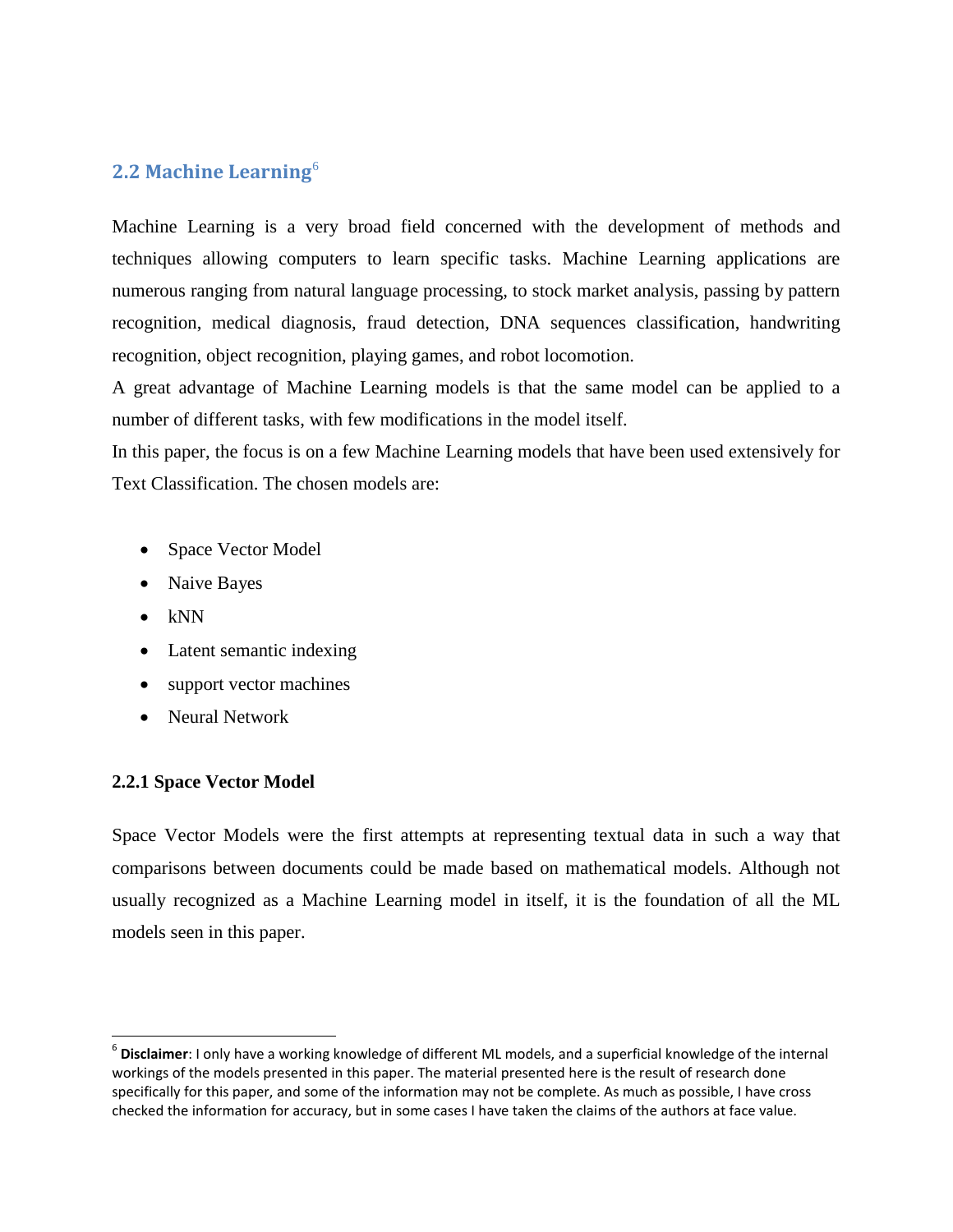## 2.2 Machine Learning[6]

Machine Learning is a very broad field concerned with the development of methods and techniques allowing computers to learn specific tasks. Machine Learning applications are numerous ranging from natural language processing, to stock market analysis, passing by pattern recognition, medical diagnosis, fraud detection, DNA sequences classification, handwriting recognition, object recognition, playing games, and robot locomotion.

A great advantage of Machine Learning models is that the same model can be applied to a number of different tasks, with few modifications in the model itself.

In this paper, the focus is on a few Machine Learning models that have been used extensively for Text Classification. The chosen models are:

- Space Vector Model
- Naive Bayes
- kNN
- Latent semantic indexing
- support vector machines
- Neural Network

### 2.2.1 Space Vector Model

Space Vector Models were the first attempts at representing textual data in such a way that comparisons between documents could be made based on mathematical models. Although not usually recognized as a Machine Learning model in itself, it is the foundation of all the ML models seen in this paper.

---

[6] **Disclaimer**: I only have a working knowledge of different ML models, and a superficial knowledge of the internal workings of the models presented in this paper. The material presented here is the result of research done specifically for this paper, and some of the information may not be complete. As much as possible, I have cross checked the information for accuracy, but in some cases I have taken the claims of the authors at face value.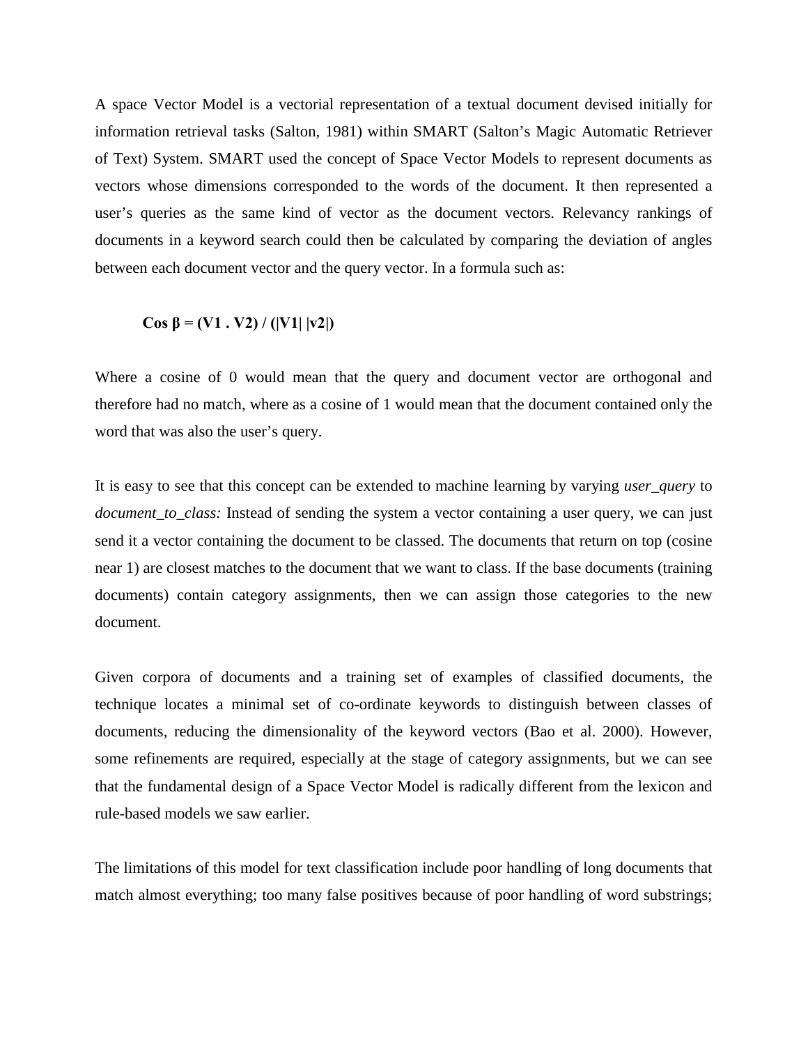A space Vector Model is a vectorial representation of a textual document devised initially for information retrieval tasks (Salton, 1981) within SMART (Salton's Magic Automatic Retriever of Text) System. SMART used the concept of Space Vector Models to represent documents as vectors whose dimensions corresponded to the words of the document. It then represented a user's queries as the same kind of vector as the document vectors. Relevancy rankings of documents in a keyword search could then be calculated by comparing the deviation of angles between each document vector and the query vector. In a formula such as:

$$\mathbf{Cos\ \beta = (V1\ .\ V2) / (|V1|\ |v2|)}$$

Where a cosine of 0 would mean that the query and document vector are orthogonal and therefore had no match, where as a cosine of 1 would mean that the document contained only the word that was also the user's query.

It is easy to see that this concept can be extended to machine learning by varying *user_query* to *document_to_class:* Instead of sending the system a vector containing a user query, we can just send it a vector containing the document to be classed. The documents that return on top (cosine near 1) are closest matches to the document that we want to class. If the base documents (training documents) contain category assignments, then we can assign those categories to the new document.

Given corpora of documents and a training set of examples of classified documents, the technique locates a minimal set of co-ordinate keywords to distinguish between classes of documents, reducing the dimensionality of the keyword vectors (Bao et al. 2000). However, some refinements are required, especially at the stage of category assignments, but we can see that the fundamental design of a Space Vector Model is radically different from the lexicon and rule-based models we saw earlier.

The limitations of this model for text classification include poor handling of long documents that match almost everything; too many false positives because of poor handling of word substrings;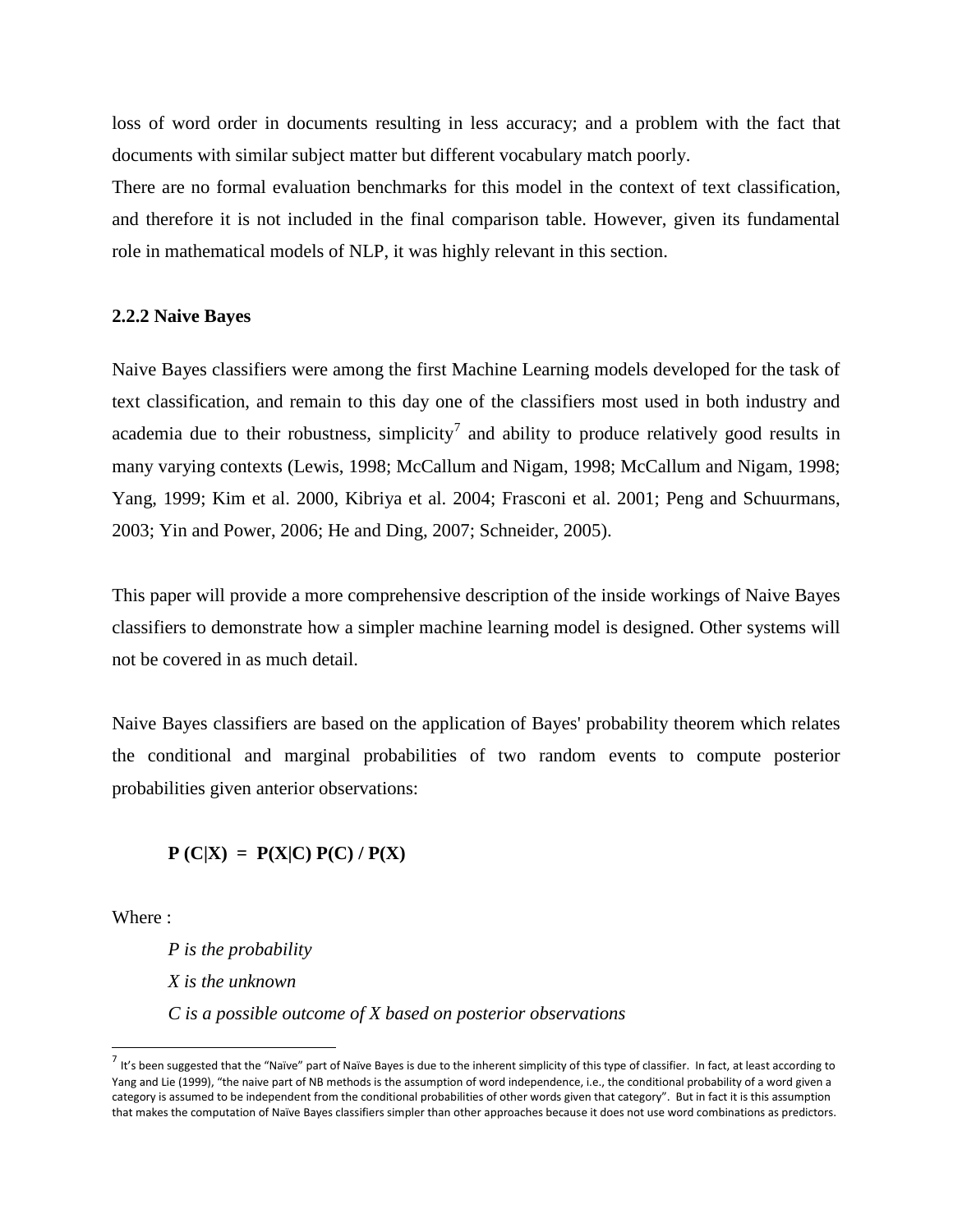loss of word order in documents resulting in less accuracy; and a problem with the fact that documents with similar subject matter but different vocabulary match poorly.

There are no formal evaluation benchmarks for this model in the context of text classification, and therefore it is not included in the final comparison table. However, given its fundamental role in mathematical models of NLP, it was highly relevant in this section.

### 2.2.2 Naive Bayes

Naive Bayes classifiers were among the first Machine Learning models developed for the task of text classification, and remain to this day one of the classifiers most used in both industry and academia due to their robustness, simplicity[7] and ability to produce relatively good results in many varying contexts (Lewis, 1998; McCallum and Nigam, 1998; McCallum and Nigam, 1998; Yang, 1999; Kim et al. 2000, Kibriya et al. 2004; Frasconi et al. 2001; Peng and Schuurmans, 2003; Yin and Power, 2006; He and Ding, 2007; Schneider, 2005).

This paper will provide a more comprehensive description of the inside workings of Naive Bayes classifiers to demonstrate how a simpler machine learning model is designed. Other systems will not be covered in as much detail.

Naive Bayes classifiers are based on the application of Bayes' probability theorem which relates the conditional and marginal probabilities of two random events to compute posterior probabilities given anterior observations:

$$\mathbf{P(C|X) = P(X|C)\,P(C) / P(X)}$$

Where :

*P is the probability*

*X is the unknown*

*C is a possible outcome of X based on posterior observations*

[7] It's been suggested that the "Naïve" part of Naïve Bayes is due to the inherent simplicity of this type of classifier. In fact, at least according to Yang and Lie (1999), "the naive part of NB methods is the assumption of word independence, i.e., the conditional probability of a word given a category is assumed to be independent from the conditional probabilities of other words given that category". But in fact it is this assumption that makes the computation of Naïve Bayes classifiers simpler than other approaches because it does not use word combinations as predictors.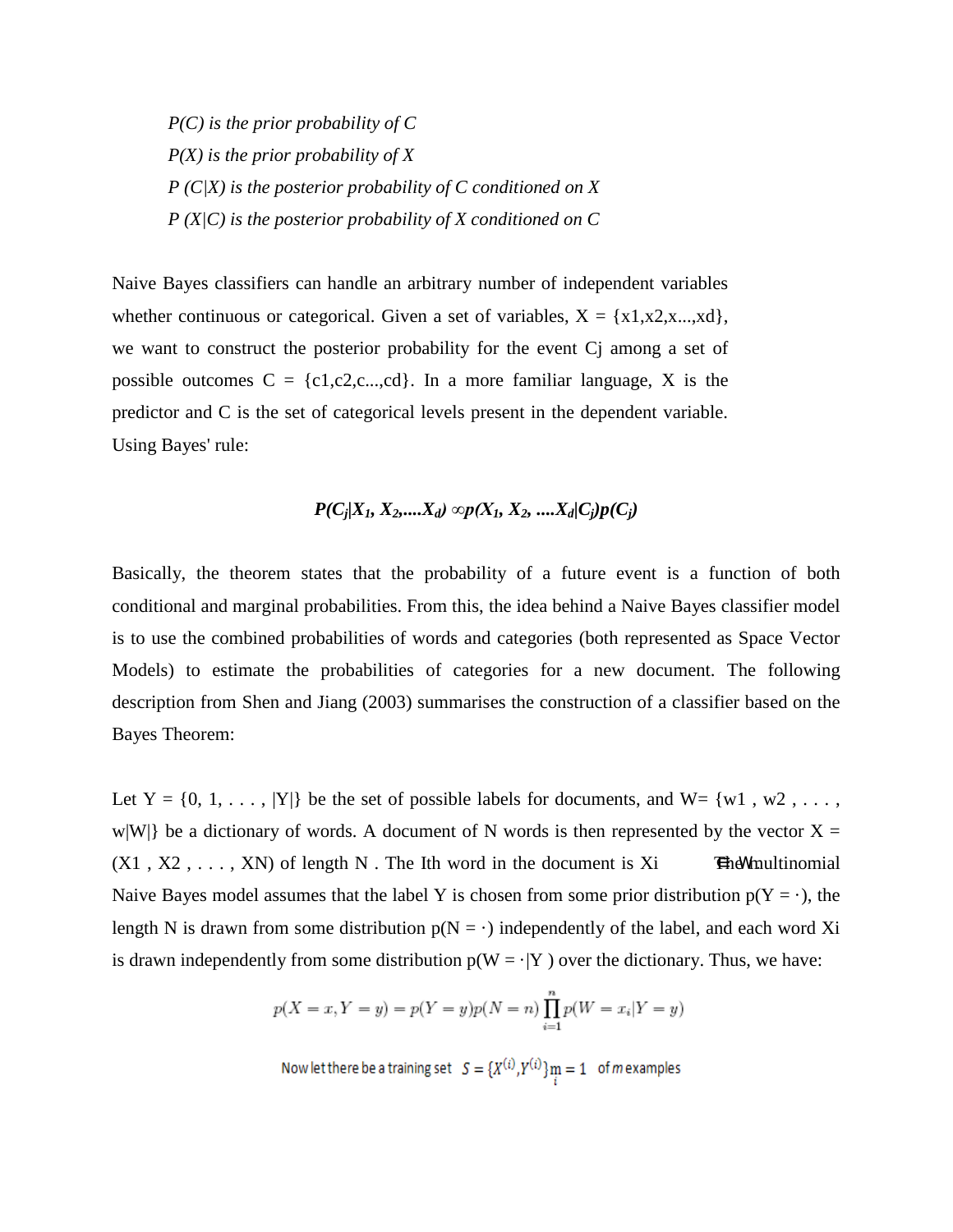*P(C) is the prior probability of C*

*P(X) is the prior probability of X*

*P (C|X) is the posterior probability of C conditioned on X*

*P (X|C) is the posterior probability of X conditioned on C*

Naive Bayes classifiers can handle an arbitrary number of independent variables whether continuous or categorical. Given a set of variables, X = {x1,x2,x...,xd}, we want to construct the posterior probability for the event Cj among a set of possible outcomes C = {c1,c2,c...,cd}. In a more familiar language, X is the predictor and C is the set of categorical levels present in the dependent variable. Using Bayes' rule:

$$P(C_j|X_1, X_2,....X_d) \propto p(X_1, X_2, ....X_d|C_j)p(C_j)$$

Basically, the theorem states that the probability of a future event is a function of both conditional and marginal probabilities. From this, the idea behind a Naive Bayes classifier model is to use the combined probabilities of words and categories (both represented as Space Vector Models) to estimate the probabilities of categories for a new document. The following description from Shen and Jiang (2003) summarises the construction of a classifier based on the Bayes Theorem:

Let Y = {0, 1, . . . , |Y|} be the set of possible labels for documents, and W= {w1 , w2 , . . . , w|W|} be a dictionary of words. A document of N words is then represented by the vector X = (X1 , X2 , . . . , XN) of length N . The Ith word in the document is Xi ∈ W. The multinomial Naive Bayes model assumes that the label Y is chosen from some prior distribution p(Y = ·), the length N is drawn from some distribution p(N = ·) independently of the label, and each word Xi is drawn independently from some distribution p(W = ·|Y ) over the dictionary. Thus, we have:

$$p(X = x, Y = y) = p(Y = y)p(N = n) \prod_{i=1}^{n} p(W = x_i|Y = y)$$

Now let there be a training set $S = \{X^{(i)}, Y^{(i)}\}_{i}^{m} = 1$ of $m$ examples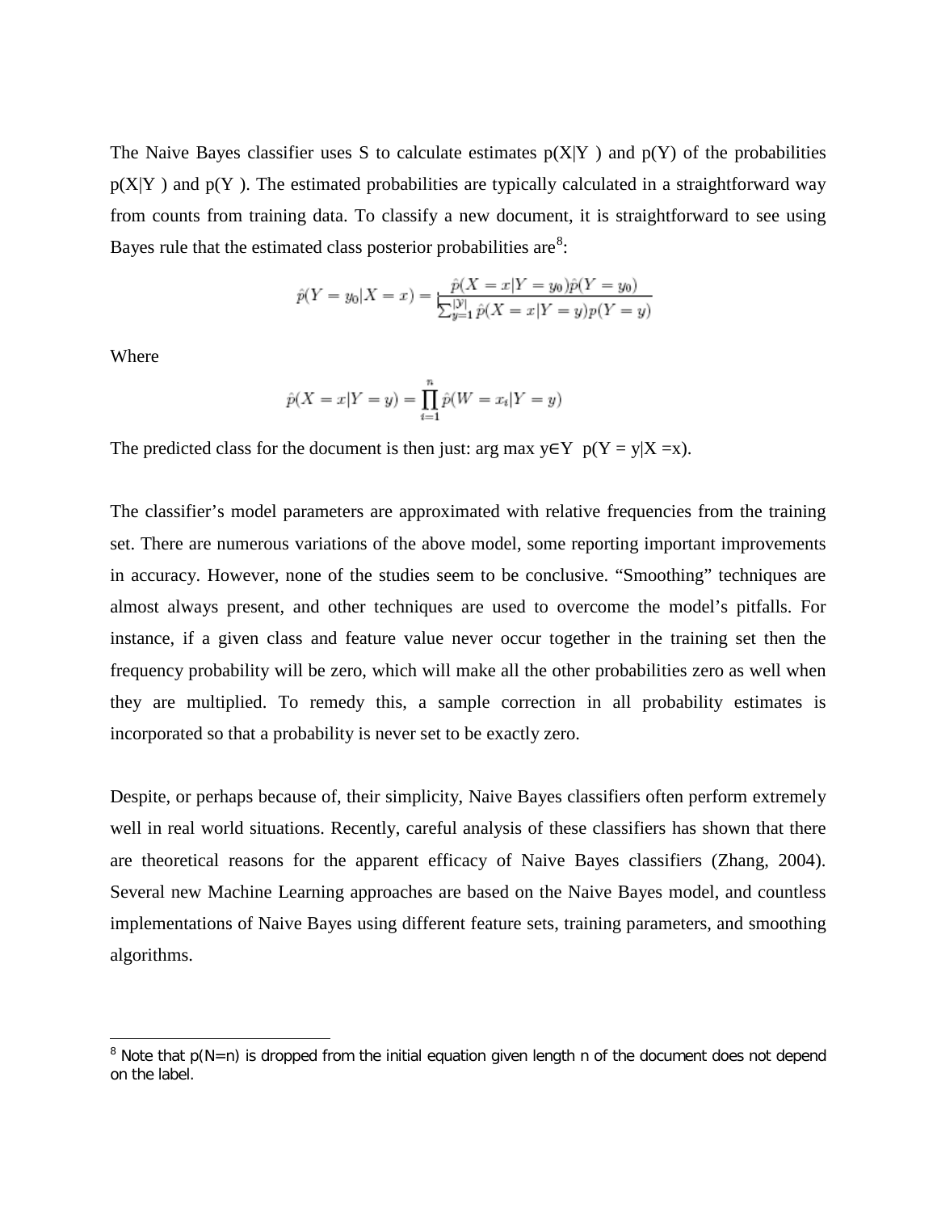The Naive Bayes classifier uses S to calculate estimates p(X|Y ) and p(Y) of the probabilities p(X|Y ) and p(Y ). The estimated probabilities are typically calculated in a straightforward way from counts from training data. To classify a new document, it is straightforward to see using Bayes rule that the estimated class posterior probabilities are[8]:

$$\hat{p}(Y = y_0|X = x) = \frac{\hat{p}(X = x|Y = y_0)\hat{p}(Y = y_0)}{\sum_{y=1}^{|\mathcal{Y}|} \hat{p}(X = x|Y = y)p(Y = y)}$$

Where

$$\hat{p}(X = x|Y = y) = \prod_{i=1}^{n} \hat{p}(W = x_i|Y = y)$$

The predicted class for the document is then just: arg max y∈Y p(Y = y|X =x).

The classifier's model parameters are approximated with relative frequencies from the training set. There are numerous variations of the above model, some reporting important improvements in accuracy. However, none of the studies seem to be conclusive. "Smoothing" techniques are almost always present, and other techniques are used to overcome the model's pitfalls. For instance, if a given class and feature value never occur together in the training set then the frequency probability will be zero, which will make all the other probabilities zero as well when they are multiplied. To remedy this, a sample correction in all probability estimates is incorporated so that a probability is never set to be exactly zero.

Despite, or perhaps because of, their simplicity, Naive Bayes classifiers often perform extremely well in real world situations. Recently, careful analysis of these classifiers has shown that there are theoretical reasons for the apparent efficacy of Naive Bayes classifiers (Zhang, 2004). Several new Machine Learning approaches are based on the Naive Bayes model, and countless implementations of Naive Bayes using different feature sets, training parameters, and smoothing algorithms.

---

[8] Note that p(N=n) is dropped from the initial equation given length n of the document does not depend on the label.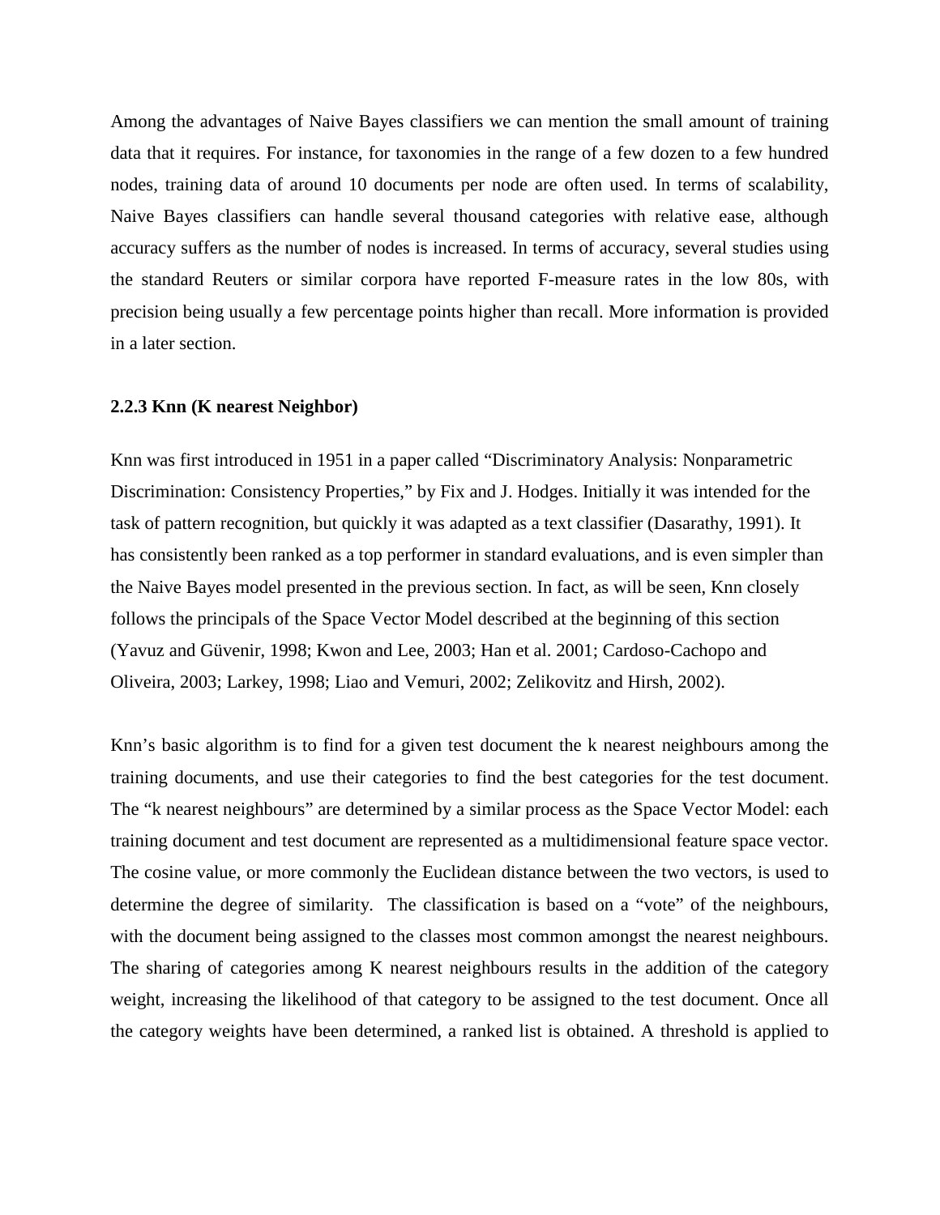Among the advantages of Naive Bayes classifiers we can mention the small amount of training data that it requires. For instance, for taxonomies in the range of a few dozen to a few hundred nodes, training data of around 10 documents per node are often used. In terms of scalability, Naive Bayes classifiers can handle several thousand categories with relative ease, although accuracy suffers as the number of nodes is increased. In terms of accuracy, several studies using the standard Reuters or similar corpora have reported F-measure rates in the low 80s, with precision being usually a few percentage points higher than recall. More information is provided in a later section.

### 2.2.3 Knn (K nearest Neighbor)

Knn was first introduced in 1951 in a paper called "Discriminatory Analysis: Nonparametric Discrimination: Consistency Properties," by Fix and J. Hodges. Initially it was intended for the task of pattern recognition, but quickly it was adapted as a text classifier (Dasarathy, 1991). It has consistently been ranked as a top performer in standard evaluations, and is even simpler than the Naive Bayes model presented in the previous section. In fact, as will be seen, Knn closely follows the principals of the Space Vector Model described at the beginning of this section (Yavuz and Güvenir, 1998; Kwon and Lee, 2003; Han et al. 2001; Cardoso-Cachopo and Oliveira, 2003; Larkey, 1998; Liao and Vemuri, 2002; Zelikovitz and Hirsh, 2002).

Knn's basic algorithm is to find for a given test document the k nearest neighbours among the training documents, and use their categories to find the best categories for the test document. The "k nearest neighbours" are determined by a similar process as the Space Vector Model: each training document and test document are represented as a multidimensional feature space vector. The cosine value, or more commonly the Euclidean distance between the two vectors, is used to determine the degree of similarity. The classification is based on a "vote" of the neighbours, with the document being assigned to the classes most common amongst the nearest neighbours. The sharing of categories among K nearest neighbours results in the addition of the category weight, increasing the likelihood of that category to be assigned to the test document. Once all the category weights have been determined, a ranked list is obtained. A threshold is applied to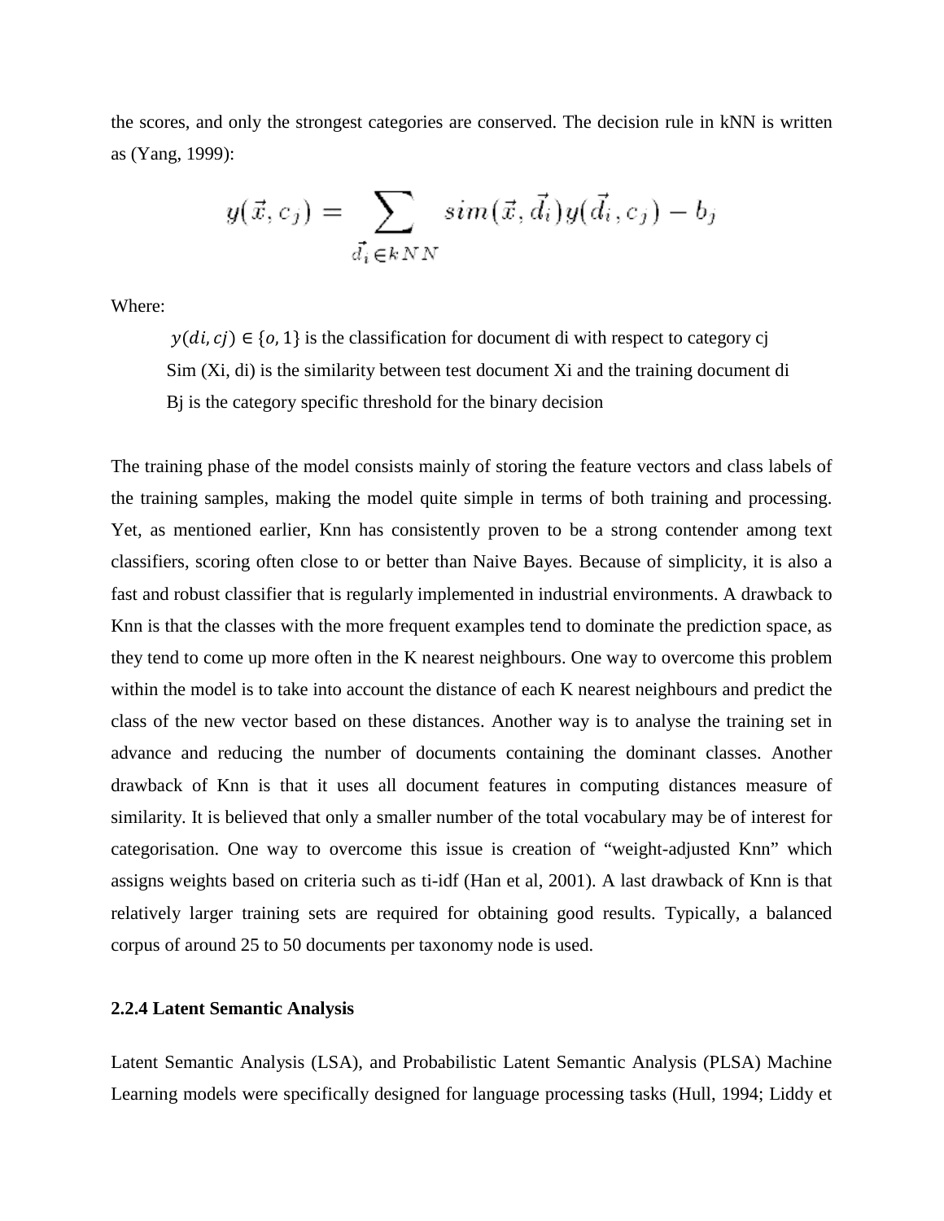the scores, and only the strongest categories are conserved. The decision rule in kNN is written as (Yang, 1999):

$$y(\vec{x}, c_j) = \sum_{\vec{d_i} \in kNN} sim(\vec{x}, \vec{d_i}) y(\vec{d_i}, c_j) - b_j$$

Where:

$y(di, cj) \in \{o, 1\}$ is the classification for document di with respect to category cj

Sim (Xi, di) is the similarity between test document Xi and the training document di

Bj is the category specific threshold for the binary decision

The training phase of the model consists mainly of storing the feature vectors and class labels of the training samples, making the model quite simple in terms of both training and processing. Yet, as mentioned earlier, Knn has consistently proven to be a strong contender among text classifiers, scoring often close to or better than Naive Bayes. Because of simplicity, it is also a fast and robust classifier that is regularly implemented in industrial environments. A drawback to Knn is that the classes with the more frequent examples tend to dominate the prediction space, as they tend to come up more often in the K nearest neighbours. One way to overcome this problem within the model is to take into account the distance of each K nearest neighbours and predict the class of the new vector based on these distances. Another way is to analyse the training set in advance and reducing the number of documents containing the dominant classes. Another drawback of Knn is that it uses all document features in computing distances measure of similarity. It is believed that only a smaller number of the total vocabulary may be of interest for categorisation. One way to overcome this issue is creation of "weight-adjusted Knn" which assigns weights based on criteria such as ti-idf (Han et al, 2001). A last drawback of Knn is that relatively larger training sets are required for obtaining good results. Typically, a balanced corpus of around 25 to 50 documents per taxonomy node is used.

### 2.2.4 Latent Semantic Analysis

Latent Semantic Analysis (LSA), and Probabilistic Latent Semantic Analysis (PLSA) Machine Learning models were specifically designed for language processing tasks (Hull, 1994; Liddy et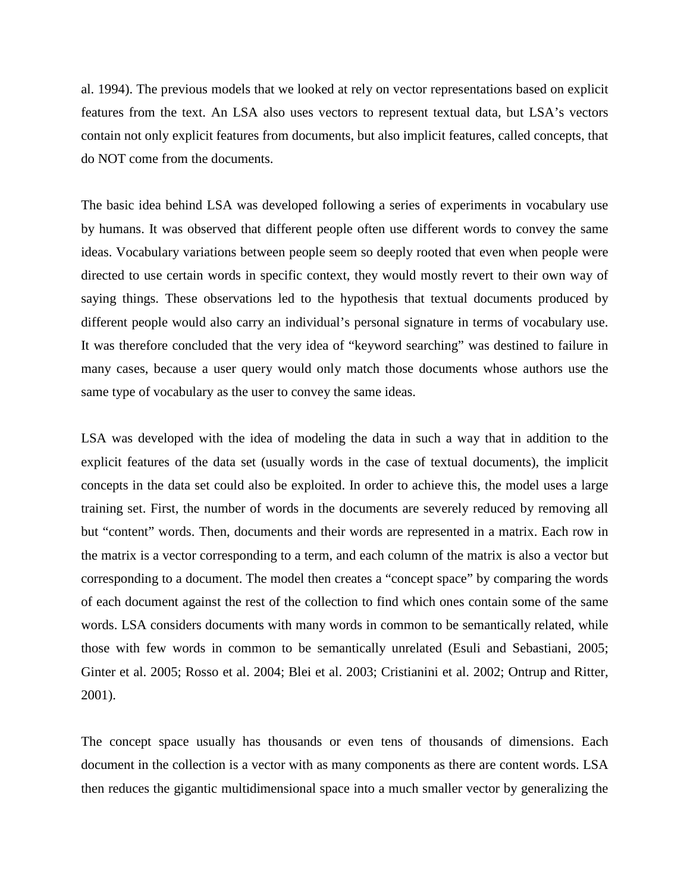al. 1994). The previous models that we looked at rely on vector representations based on explicit features from the text. An LSA also uses vectors to represent textual data, but LSA's vectors contain not only explicit features from documents, but also implicit features, called concepts, that do NOT come from the documents.

The basic idea behind LSA was developed following a series of experiments in vocabulary use by humans. It was observed that different people often use different words to convey the same ideas. Vocabulary variations between people seem so deeply rooted that even when people were directed to use certain words in specific context, they would mostly revert to their own way of saying things. These observations led to the hypothesis that textual documents produced by different people would also carry an individual's personal signature in terms of vocabulary use. It was therefore concluded that the very idea of "keyword searching" was destined to failure in many cases, because a user query would only match those documents whose authors use the same type of vocabulary as the user to convey the same ideas.

LSA was developed with the idea of modeling the data in such a way that in addition to the explicit features of the data set (usually words in the case of textual documents), the implicit concepts in the data set could also be exploited. In order to achieve this, the model uses a large training set. First, the number of words in the documents are severely reduced by removing all but "content" words. Then, documents and their words are represented in a matrix. Each row in the matrix is a vector corresponding to a term, and each column of the matrix is also a vector but corresponding to a document. The model then creates a "concept space" by comparing the words of each document against the rest of the collection to find which ones contain some of the same words. LSA considers documents with many words in common to be semantically related, while those with few words in common to be semantically unrelated (Esuli and Sebastiani, 2005; Ginter et al. 2005; Rosso et al. 2004; Blei et al. 2003; Cristianini et al. 2002; Ontrup and Ritter, 2001).

The concept space usually has thousands or even tens of thousands of dimensions. Each document in the collection is a vector with as many components as there are content words. LSA then reduces the gigantic multidimensional space into a much smaller vector by generalizing the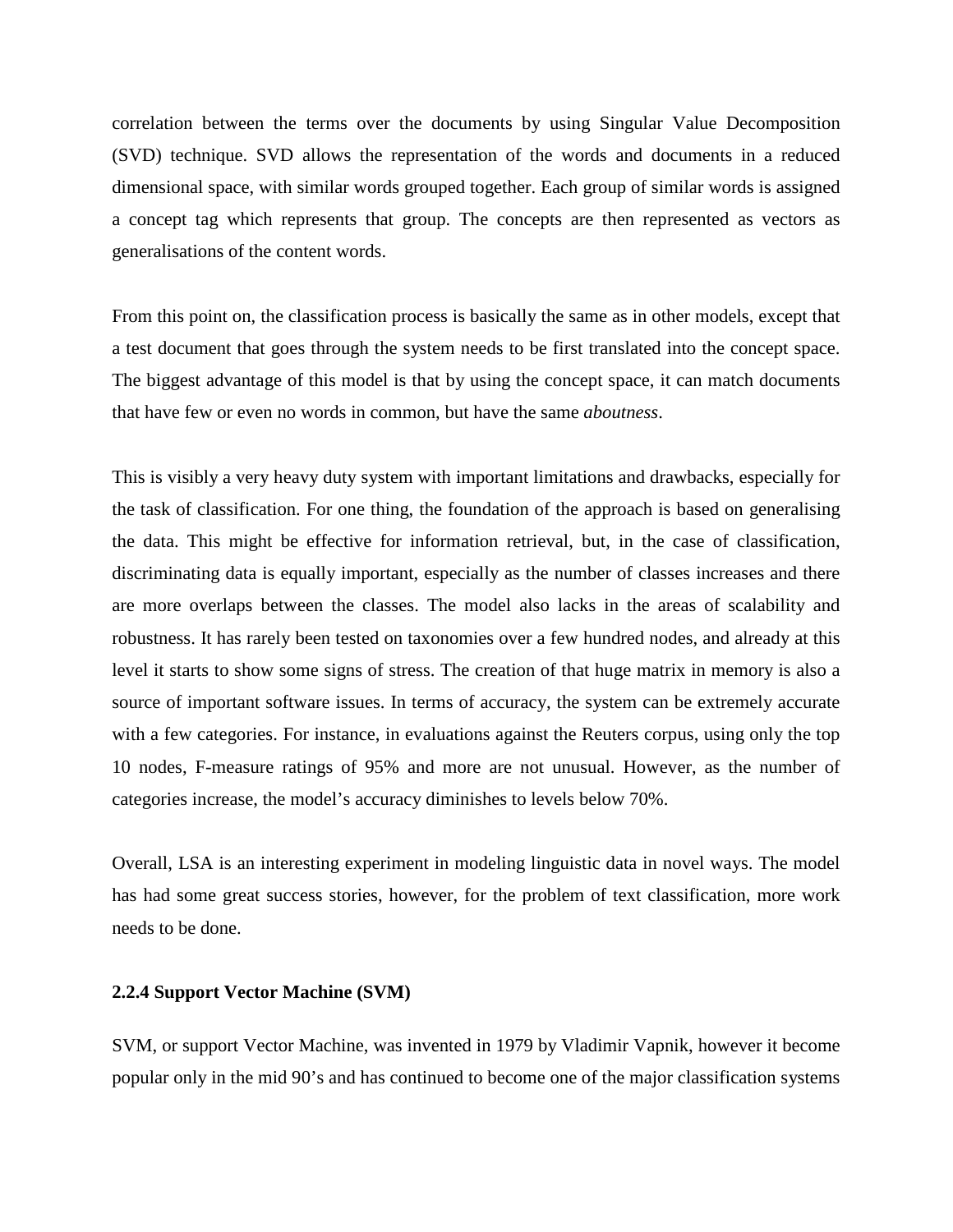correlation between the terms over the documents by using Singular Value Decomposition (SVD) technique. SVD allows the representation of the words and documents in a reduced dimensional space, with similar words grouped together. Each group of similar words is assigned a concept tag which represents that group. The concepts are then represented as vectors as generalisations of the content words.

From this point on, the classification process is basically the same as in other models, except that a test document that goes through the system needs to be first translated into the concept space. The biggest advantage of this model is that by using the concept space, it can match documents that have few or even no words in common, but have the same *aboutness*.

This is visibly a very heavy duty system with important limitations and drawbacks, especially for the task of classification. For one thing, the foundation of the approach is based on generalising the data. This might be effective for information retrieval, but, in the case of classification, discriminating data is equally important, especially as the number of classes increases and there are more overlaps between the classes. The model also lacks in the areas of scalability and robustness. It has rarely been tested on taxonomies over a few hundred nodes, and already at this level it starts to show some signs of stress. The creation of that huge matrix in memory is also a source of important software issues. In terms of accuracy, the system can be extremely accurate with a few categories. For instance, in evaluations against the Reuters corpus, using only the top 10 nodes, F-measure ratings of 95% and more are not unusual. However, as the number of categories increase, the model's accuracy diminishes to levels below 70%.

Overall, LSA is an interesting experiment in modeling linguistic data in novel ways. The model has had some great success stories, however, for the problem of text classification, more work needs to be done.

### 2.2.4 Support Vector Machine (SVM)

SVM, or support Vector Machine, was invented in 1979 by Vladimir Vapnik, however it become popular only in the mid 90's and has continued to become one of the major classification systems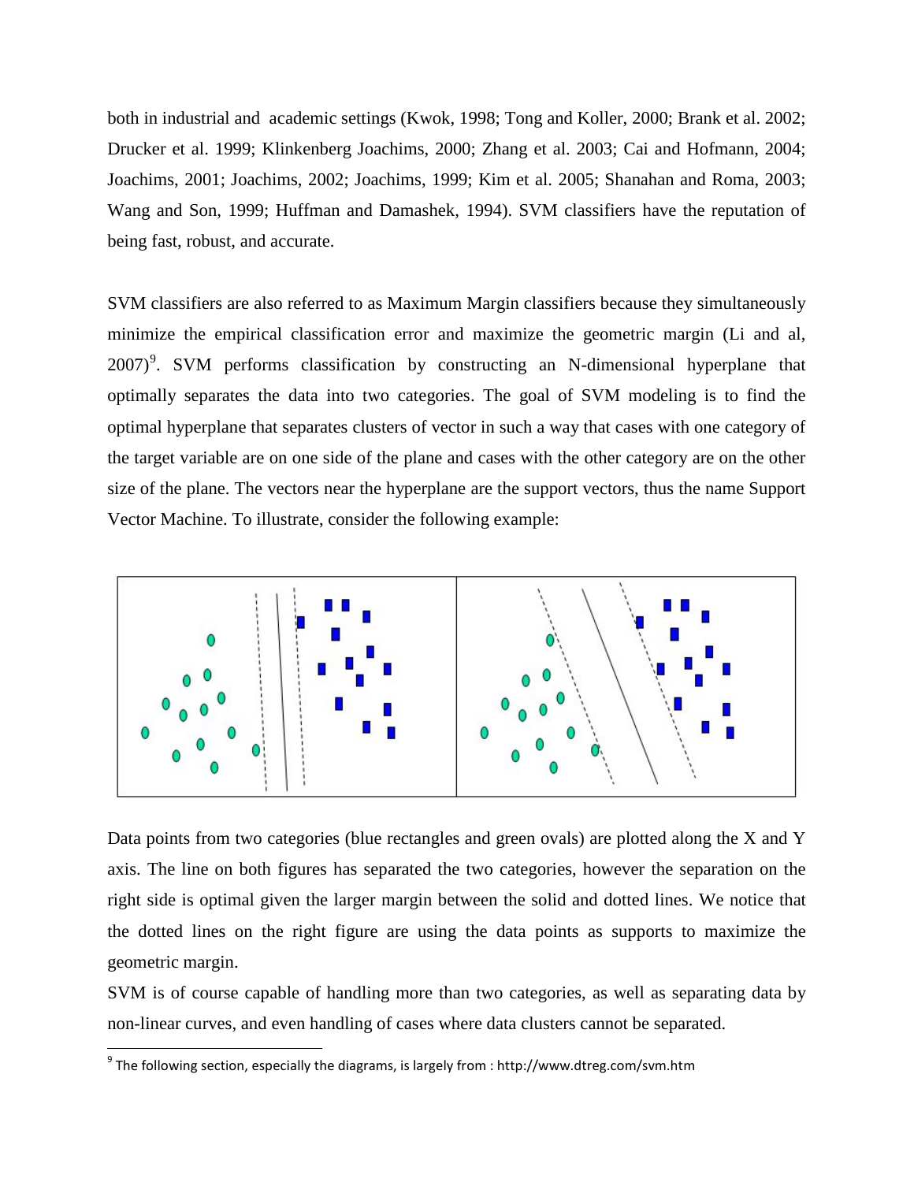both in industrial and academic settings (Kwok, 1998; Tong and Koller, 2000; Brank et al. 2002; Drucker et al. 1999; Klinkenberg Joachims, 2000; Zhang et al. 2003; Cai and Hofmann, 2004; Joachims, 2001; Joachims, 2002; Joachims, 1999; Kim et al. 2005; Shanahan and Roma, 2003; Wang and Son, 1999; Huffman and Damashek, 1994). SVM classifiers have the reputation of being fast, robust, and accurate.

SVM classifiers are also referred to as Maximum Margin classifiers because they simultaneously minimize the empirical classification error and maximize the geometric margin (Li and al, 2007)[9]. SVM performs classification by constructing an N-dimensional hyperplane that optimally separates the data into two categories. The goal of SVM modeling is to find the optimal hyperplane that separates clusters of vector in such a way that cases with one category of the target variable are on one side of the plane and cases with the other category are on the other size of the plane. The vectors near the hyperplane are the support vectors, thus the name Support Vector Machine. To illustrate, consider the following example:

Data points from two categories (blue rectangles and green ovals) are plotted along the X and Y axis. The line on both figures has separated the two categories, however the separation on the right side is optimal given the larger margin between the solid and dotted lines. We notice that the dotted lines on the right figure are using the data points as supports to maximize the geometric margin.

SVM is of course capable of handling more than two categories, as well as separating data by non-linear curves, and even handling of cases where data clusters cannot be separated.

[9] The following section, especially the diagrams, is largely from : http://www.dtreg.com/svm.htm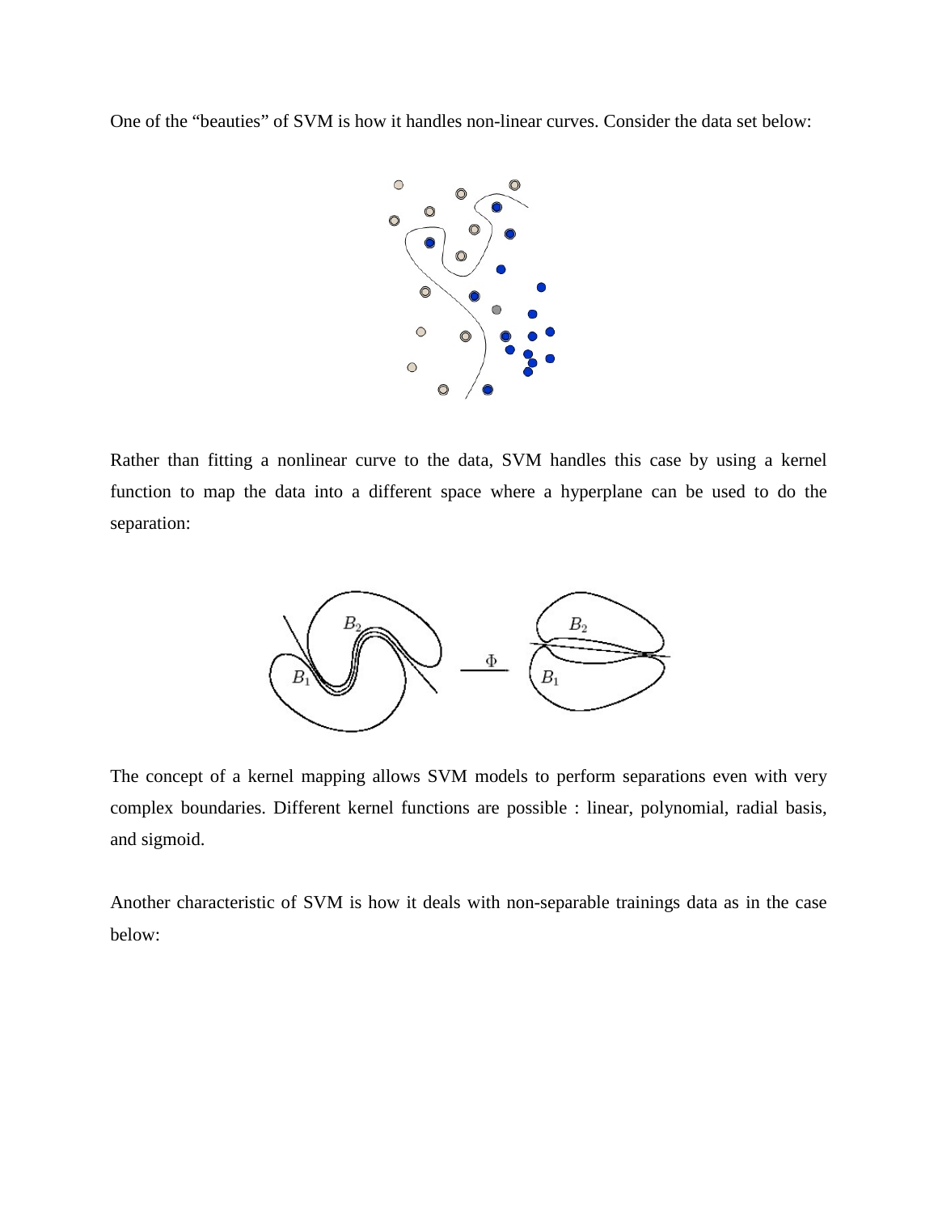One of the "beauties" of SVM is how it handles non-linear curves. Consider the data set below:

Rather than fitting a nonlinear curve to the data, SVM handles this case by using a kernel function to map the data into a different space where a hyperplane can be used to do the separation:

The concept of a kernel mapping allows SVM models to perform separations even with very complex boundaries. Different kernel functions are possible : linear, polynomial, radial basis, and sigmoid.

Another characteristic of SVM is how it deals with non-separable trainings data as in the case below: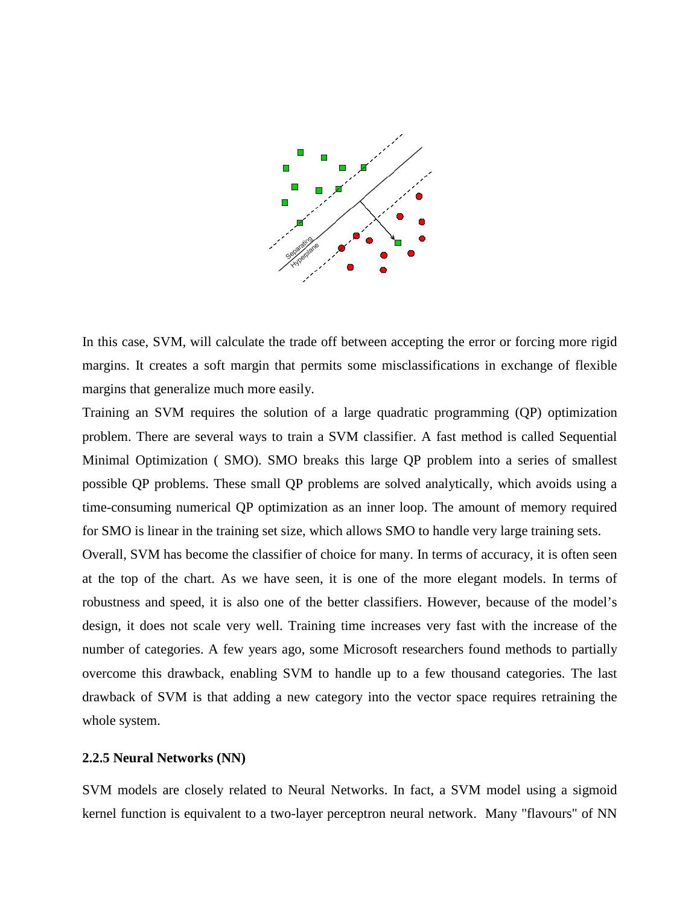In this case, SVM, will calculate the trade off between accepting the error or forcing more rigid margins. It creates a soft margin that permits some misclassifications in exchange of flexible margins that generalize much more easily.

Training an SVM requires the solution of a large quadratic programming (QP) optimization problem. There are several ways to train a SVM classifier. A fast method is called Sequential Minimal Optimization ( SMO). SMO breaks this large QP problem into a series of smallest possible QP problems. These small QP problems are solved analytically, which avoids using a time-consuming numerical QP optimization as an inner loop. The amount of memory required for SMO is linear in the training set size, which allows SMO to handle very large training sets.

Overall, SVM has become the classifier of choice for many. In terms of accuracy, it is often seen at the top of the chart. As we have seen, it is one of the more elegant models. In terms of robustness and speed, it is also one of the better classifiers. However, because of the model's design, it does not scale very well. Training time increases very fast with the increase of the number of categories. A few years ago, some Microsoft researchers found methods to partially overcome this drawback, enabling SVM to handle up to a few thousand categories. The last drawback of SVM is that adding a new category into the vector space requires retraining the whole system.

### 2.2.5 Neural Networks (NN)

SVM models are closely related to Neural Networks. In fact, a SVM model using a sigmoid kernel function is equivalent to a two-layer perceptron neural network. Many "flavours" of NN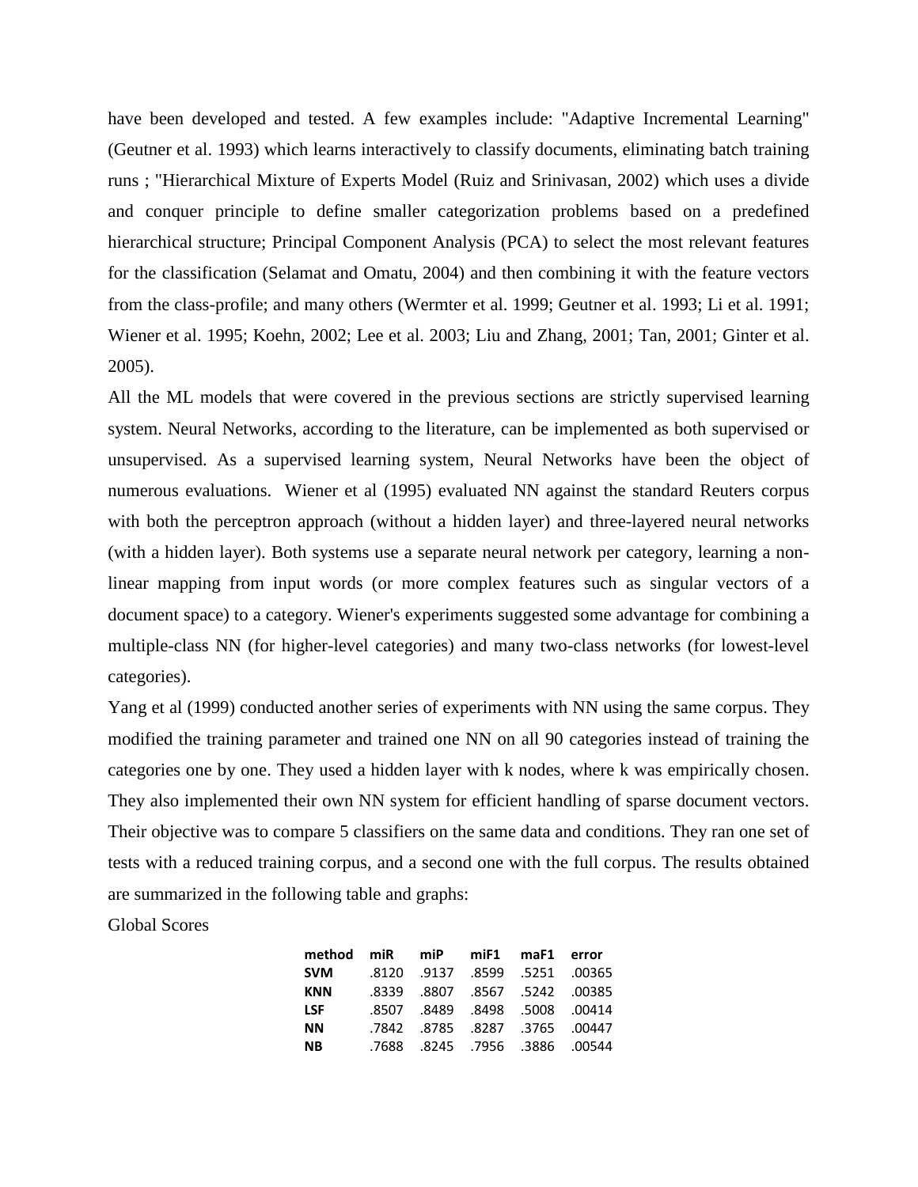have been developed and tested. A few examples include: "Adaptive Incremental Learning" (Geutner et al. 1993) which learns interactively to classify documents, eliminating batch training runs ; "Hierarchical Mixture of Experts Model (Ruiz and Srinivasan, 2002) which uses a divide and conquer principle to define smaller categorization problems based on a predefined hierarchical structure; Principal Component Analysis (PCA) to select the most relevant features for the classification (Selamat and Omatu, 2004) and then combining it with the feature vectors from the class-profile; and many others (Wermter et al. 1999; Geutner et al. 1993; Li et al. 1991; Wiener et al. 1995; Koehn, 2002; Lee et al. 2003; Liu and Zhang, 2001; Tan, 2001; Ginter et al. 2005).

All the ML models that were covered in the previous sections are strictly supervised learning system. Neural Networks, according to the literature, can be implemented as both supervised or unsupervised. As a supervised learning system, Neural Networks have been the object of numerous evaluations. Wiener et al (1995) evaluated NN against the standard Reuters corpus with both the perceptron approach (without a hidden layer) and three-layered neural networks (with a hidden layer). Both systems use a separate neural network per category, learning a non-linear mapping from input words (or more complex features such as singular vectors of a document space) to a category. Wiener's experiments suggested some advantage for combining a multiple-class NN (for higher-level categories) and many two-class networks (for lowest-level categories).

Yang et al (1999) conducted another series of experiments with NN using the same corpus. They modified the training parameter and trained one NN on all 90 categories instead of training the categories one by one. They used a hidden layer with k nodes, where k was empirically chosen. They also implemented their own NN system for efficient handling of sparse document vectors. Their objective was to compare 5 classifiers on the same data and conditions. They ran one set of tests with a reduced training corpus, and a second one with the full corpus. The results obtained are summarized in the following table and graphs:

Global Scores

| method | miR | miP | miF1 | maF1 | error |
|---|---|---|---|---|---|
| **SVM** | .8120 | .9137 | .8599 | .5251 | .00365 |
| **KNN** | .8339 | .8807 | .8567 | .5242 | .00385 |
| **LSF** | .8507 | .8489 | .8498 | .5008 | .00414 |
| **NN** | .7842 | .8785 | .8287 | .3765 | .00447 |
| **NB** | .7688 | .8245 | .7956 | .3886 | .00544 |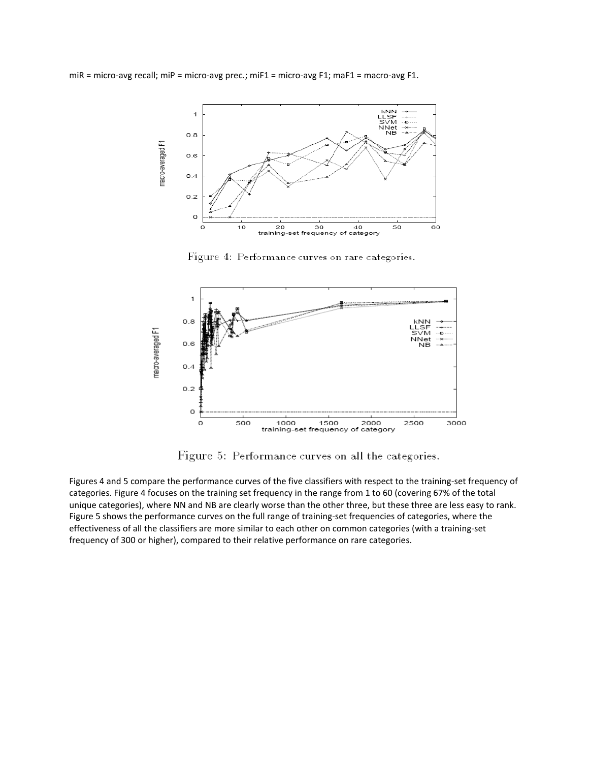miR = micro-avg recall; miP = micro-avg prec.; miF1 = micro-avg F1; maF1 = macro-avg F1.

Figure 4: Performance curves on rare categories.

Figure 5: Performance curves on all the categories.

Figures 4 and 5 compare the performance curves of the five classifiers with respect to the training-set frequency of categories. Figure 4 focuses on the training set frequency in the range from 1 to 60 (covering 67% of the total unique categories), where NN and NB are clearly worse than the other three, but these three are less easy to rank. Figure 5 shows the performance curves on the full range of training-set frequencies of categories, where the effectiveness of all the classifiers are more similar to each other on common categories (with a training-set frequency of 300 or higher), compared to their relative performance on rare categories.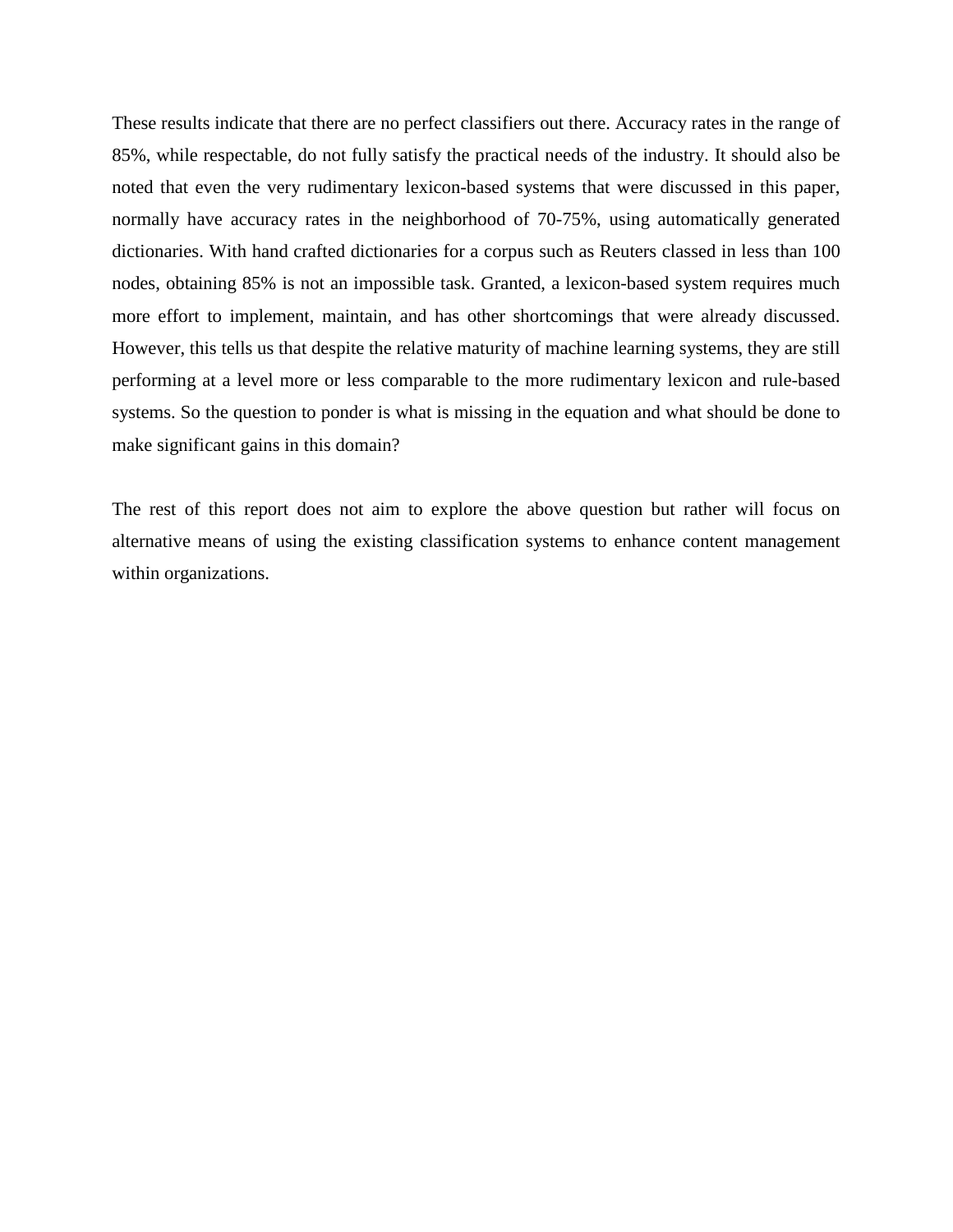These results indicate that there are no perfect classifiers out there. Accuracy rates in the range of 85%, while respectable, do not fully satisfy the practical needs of the industry. It should also be noted that even the very rudimentary lexicon-based systems that were discussed in this paper, normally have accuracy rates in the neighborhood of 70-75%, using automatically generated dictionaries. With hand crafted dictionaries for a corpus such as Reuters classed in less than 100 nodes, obtaining 85% is not an impossible task. Granted, a lexicon-based system requires much more effort to implement, maintain, and has other shortcomings that were already discussed. However, this tells us that despite the relative maturity of machine learning systems, they are still performing at a level more or less comparable to the more rudimentary lexicon and rule-based systems. So the question to ponder is what is missing in the equation and what should be done to make significant gains in this domain?

The rest of this report does not aim to explore the above question but rather will focus on alternative means of using the existing classification systems to enhance content management within organizations.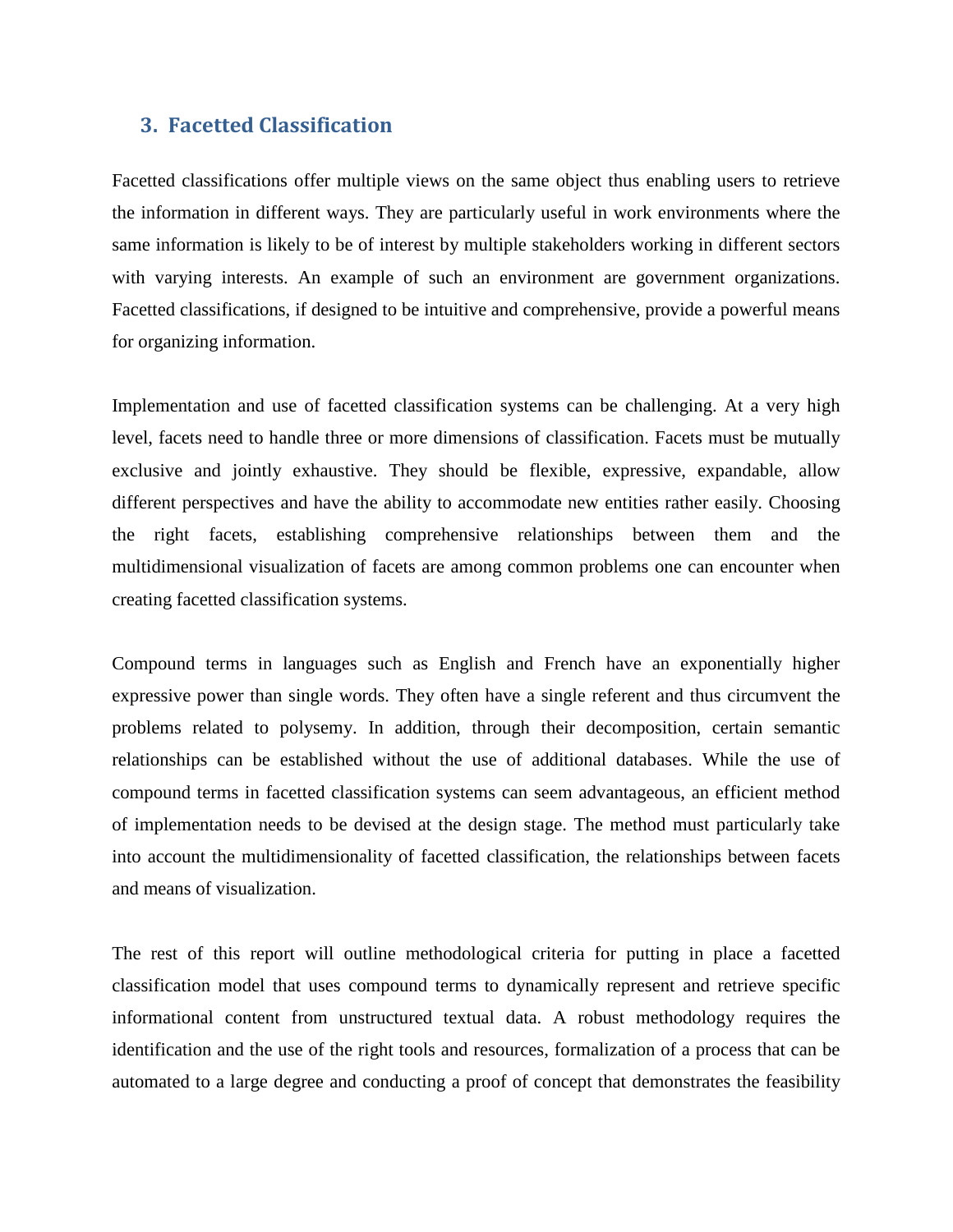## 3. Facetted Classification

Facetted classifications offer multiple views on the same object thus enabling users to retrieve the information in different ways. They are particularly useful in work environments where the same information is likely to be of interest by multiple stakeholders working in different sectors with varying interests. An example of such an environment are government organizations. Facetted classifications, if designed to be intuitive and comprehensive, provide a powerful means for organizing information.

Implementation and use of facetted classification systems can be challenging. At a very high level, facets need to handle three or more dimensions of classification. Facets must be mutually exclusive and jointly exhaustive. They should be flexible, expressive, expandable, allow different perspectives and have the ability to accommodate new entities rather easily. Choosing the right facets, establishing comprehensive relationships between them and the multidimensional visualization of facets are among common problems one can encounter when creating facetted classification systems.

Compound terms in languages such as English and French have an exponentially higher expressive power than single words. They often have a single referent and thus circumvent the problems related to polysemy. In addition, through their decomposition, certain semantic relationships can be established without the use of additional databases. While the use of compound terms in facetted classification systems can seem advantageous, an efficient method of implementation needs to be devised at the design stage. The method must particularly take into account the multidimensionality of facetted classification, the relationships between facets and means of visualization.

The rest of this report will outline methodological criteria for putting in place a facetted classification model that uses compound terms to dynamically represent and retrieve specific informational content from unstructured textual data. A robust methodology requires the identification and the use of the right tools and resources, formalization of a process that can be automated to a large degree and conducting a proof of concept that demonstrates the feasibility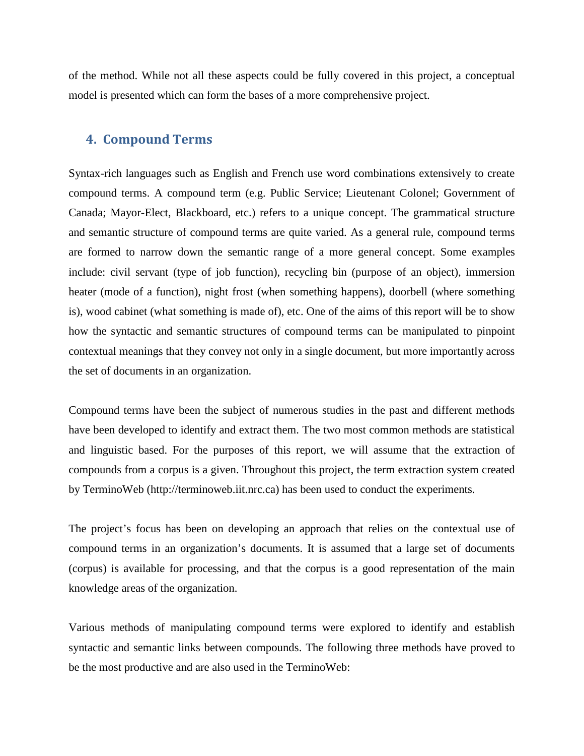of the method. While not all these aspects could be fully covered in this project, a conceptual model is presented which can form the bases of a more comprehensive project.

## 4. Compound Terms

Syntax-rich languages such as English and French use word combinations extensively to create compound terms. A compound term (e.g. Public Service; Lieutenant Colonel; Government of Canada; Mayor-Elect, Blackboard, etc.) refers to a unique concept. The grammatical structure and semantic structure of compound terms are quite varied. As a general rule, compound terms are formed to narrow down the semantic range of a more general concept. Some examples include: civil servant (type of job function), recycling bin (purpose of an object), immersion heater (mode of a function), night frost (when something happens), doorbell (where something is), wood cabinet (what something is made of), etc. One of the aims of this report will be to show how the syntactic and semantic structures of compound terms can be manipulated to pinpoint contextual meanings that they convey not only in a single document, but more importantly across the set of documents in an organization.

Compound terms have been the subject of numerous studies in the past and different methods have been developed to identify and extract them. The two most common methods are statistical and linguistic based. For the purposes of this report, we will assume that the extraction of compounds from a corpus is a given. Throughout this project, the term extraction system created by TerminoWeb (http://terminoweb.iit.nrc.ca) has been used to conduct the experiments.

The project's focus has been on developing an approach that relies on the contextual use of compound terms in an organization's documents. It is assumed that a large set of documents (corpus) is available for processing, and that the corpus is a good representation of the main knowledge areas of the organization.

Various methods of manipulating compound terms were explored to identify and establish syntactic and semantic links between compounds. The following three methods have proved to be the most productive and are also used in the TerminoWeb: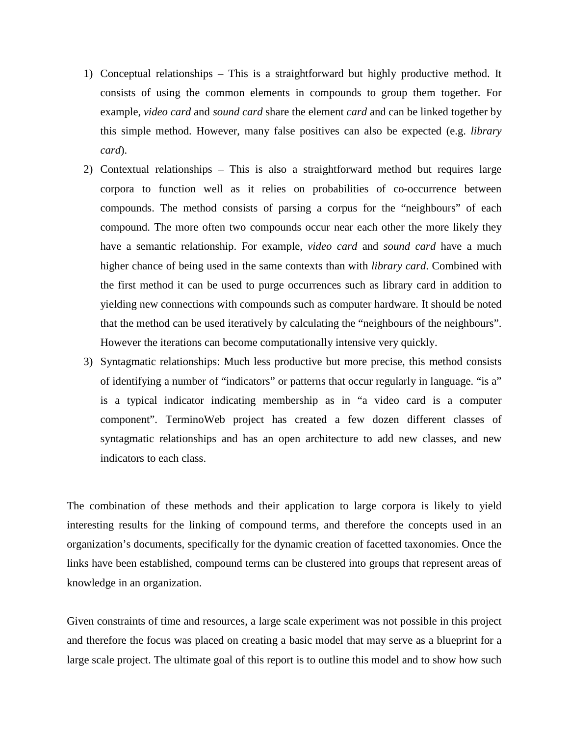1) Conceptual relationships – This is a straightforward but highly productive method. It consists of using the common elements in compounds to group them together. For example, *video card* and *sound card* share the element *card* and can be linked together by this simple method. However, many false positives can also be expected (e.g. *library card*).
2) Contextual relationships – This is also a straightforward method but requires large corpora to function well as it relies on probabilities of co-occurrence between compounds. The method consists of parsing a corpus for the "neighbours" of each compound. The more often two compounds occur near each other the more likely they have a semantic relationship. For example, *video card* and *sound card* have a much higher chance of being used in the same contexts than with *library card*. Combined with the first method it can be used to purge occurrences such as library card in addition to yielding new connections with compounds such as computer hardware. It should be noted that the method can be used iteratively by calculating the "neighbours of the neighbours". However the iterations can become computationally intensive very quickly.
3) Syntagmatic relationships: Much less productive but more precise, this method consists of identifying a number of "indicators" or patterns that occur regularly in language. "is a" is a typical indicator indicating membership as in "a video card is a computer component". TerminoWeb project has created a few dozen different classes of syntagmatic relationships and has an open architecture to add new classes, and new indicators to each class.

The combination of these methods and their application to large corpora is likely to yield interesting results for the linking of compound terms, and therefore the concepts used in an organization's documents, specifically for the dynamic creation of facetted taxonomies. Once the links have been established, compound terms can be clustered into groups that represent areas of knowledge in an organization.

Given constraints of time and resources, a large scale experiment was not possible in this project and therefore the focus was placed on creating a basic model that may serve as a blueprint for a large scale project. The ultimate goal of this report is to outline this model and to show how such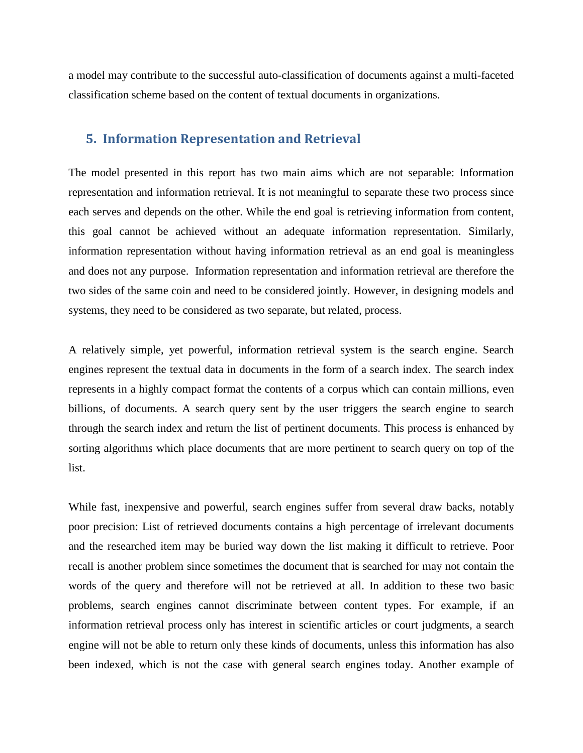a model may contribute to the successful auto-classification of documents against a multi-faceted classification scheme based on the content of textual documents in organizations.

## 5. Information Representation and Retrieval

The model presented in this report has two main aims which are not separable: Information representation and information retrieval. It is not meaningful to separate these two process since each serves and depends on the other. While the end goal is retrieving information from content, this goal cannot be achieved without an adequate information representation. Similarly, information representation without having information retrieval as an end goal is meaningless and does not any purpose. Information representation and information retrieval are therefore the two sides of the same coin and need to be considered jointly. However, in designing models and systems, they need to be considered as two separate, but related, process.

A relatively simple, yet powerful, information retrieval system is the search engine. Search engines represent the textual data in documents in the form of a search index. The search index represents in a highly compact format the contents of a corpus which can contain millions, even billions, of documents. A search query sent by the user triggers the search engine to search through the search index and return the list of pertinent documents. This process is enhanced by sorting algorithms which place documents that are more pertinent to search query on top of the list.

While fast, inexpensive and powerful, search engines suffer from several draw backs, notably poor precision: List of retrieved documents contains a high percentage of irrelevant documents and the researched item may be buried way down the list making it difficult to retrieve. Poor recall is another problem since sometimes the document that is searched for may not contain the words of the query and therefore will not be retrieved at all. In addition to these two basic problems, search engines cannot discriminate between content types. For example, if an information retrieval process only has interest in scientific articles or court judgments, a search engine will not be able to return only these kinds of documents, unless this information has also been indexed, which is not the case with general search engines today. Another example of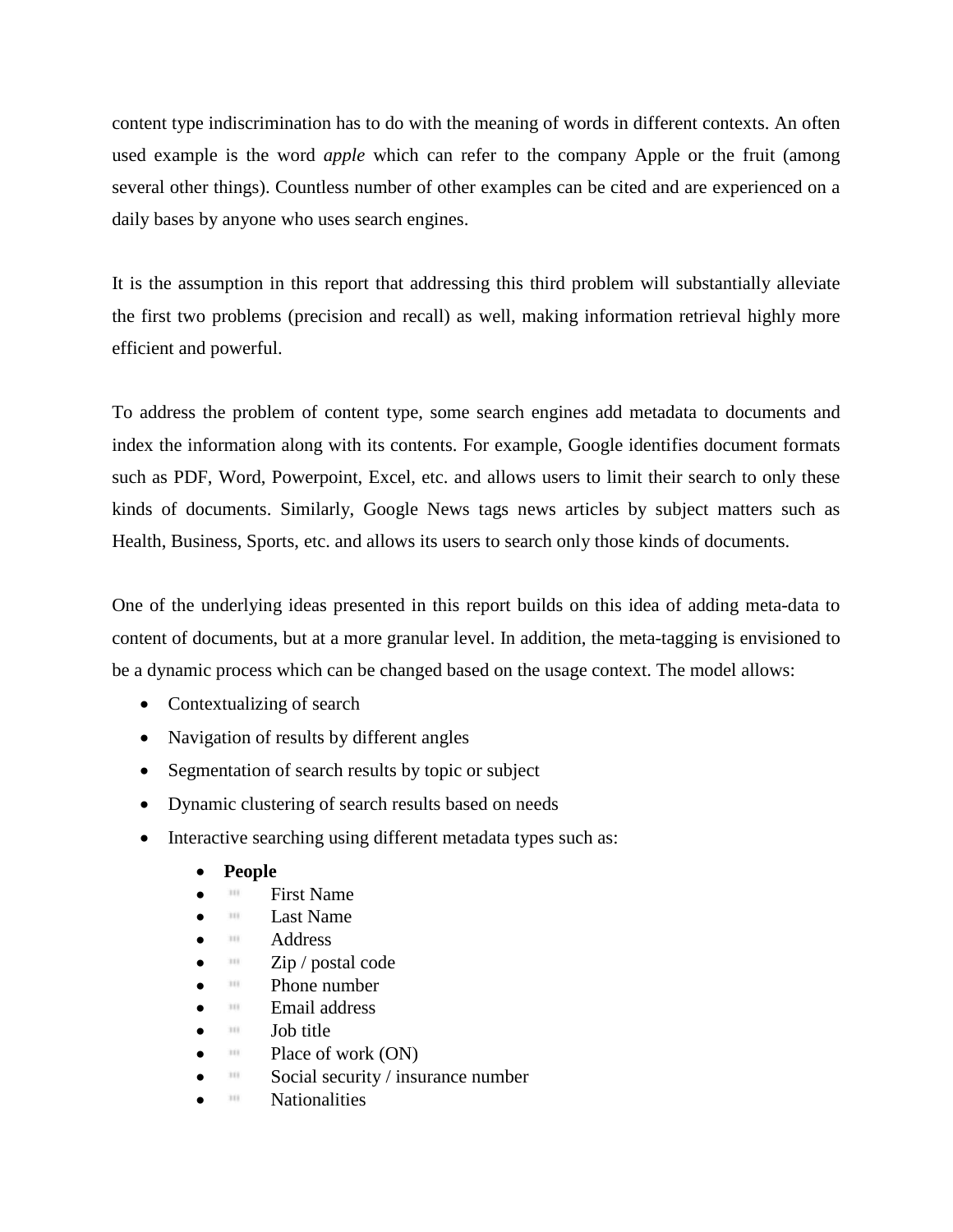content type indiscrimination has to do with the meaning of words in different contexts. An often used example is the word *apple* which can refer to the company Apple or the fruit (among several other things). Countless number of other examples can be cited and are experienced on a daily bases by anyone who uses search engines.

It is the assumption in this report that addressing this third problem will substantially alleviate the first two problems (precision and recall) as well, making information retrieval highly more efficient and powerful.

To address the problem of content type, some search engines add metadata to documents and index the information along with its contents. For example, Google identifies document formats such as PDF, Word, Powerpoint, Excel, etc. and allows users to limit their search to only these kinds of documents. Similarly, Google News tags news articles by subject matters such as Health, Business, Sports, etc. and allows its users to search only those kinds of documents.

One of the underlying ideas presented in this report builds on this idea of adding meta-data to content of documents, but at a more granular level. In addition, the meta-tagging is envisioned to be a dynamic process which can be changed based on the usage context. The model allows:

- Contextualizing of search
- Navigation of results by different angles
- Segmentation of search results by topic or subject
- Dynamic clustering of search results based on needs
- Interactive searching using different metadata types such as:
  - **People**
  - First Name
  - Last Name
  - Address
  - Zip / postal code
  - Phone number
  - Email address
  - Job title
  - Place of work (ON)
  - Social security / insurance number
  - Nationalities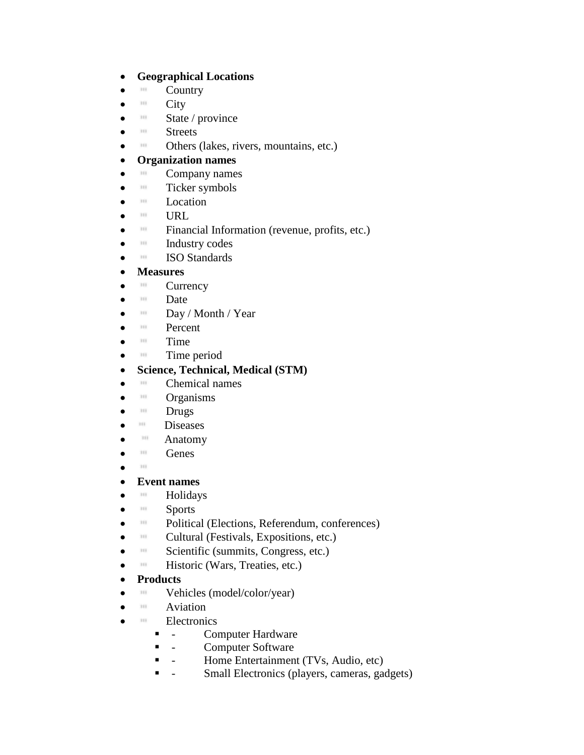- **Geographical Locations**
- Country
- City
- State / province
- Streets
- Others (lakes, rivers, mountains, etc.)
- **Organization names**
- Company names
- Ticker symbols
- Location
- URL
- Financial Information (revenue, profits, etc.)
- Industry codes
- ISO Standards
- **Measures**
- Currency
- Date
- Day / Month / Year
- Percent
- Time
- Time period
- **Science, Technical, Medical (STM)**
- Chemical names
- Organisms
- Drugs
- Diseases
- Anatomy
- Genes
- 
- **Event names**
- Holidays
- Sports
- Political (Elections, Referendum, conferences)
- Cultural (Festivals, Expositions, etc.)
- Scientific (summits, Congress, etc.)
- Historic (Wars, Treaties, etc.)
- **Products**
- Vehicles (model/color/year)
- Aviation
- Electronics
  - Computer Hardware
  - Computer Software
  - Home Entertainment (TVs, Audio, etc)
  - Small Electronics (players, cameras, gadgets)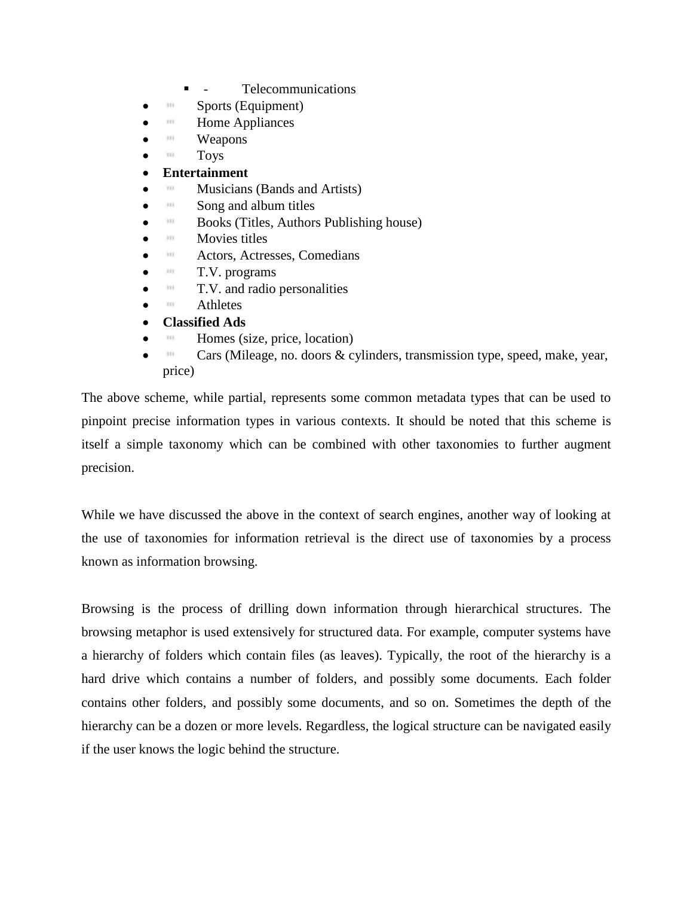- Telecommunications
- Sports (Equipment)
- Home Appliances
- Weapons
- Toys
- **Entertainment**
- Musicians (Bands and Artists)
- Song and album titles
- Books (Titles, Authors Publishing house)
- Movies titles
- Actors, Actresses, Comedians
- T.V. programs
- T.V. and radio personalities
- Athletes
- **Classified Ads**
- Homes (size, price, location)
- Cars (Mileage, no. doors & cylinders, transmission type, speed, make, year, price)

The above scheme, while partial, represents some common metadata types that can be used to pinpoint precise information types in various contexts. It should be noted that this scheme is itself a simple taxonomy which can be combined with other taxonomies to further augment precision.

While we have discussed the above in the context of search engines, another way of looking at the use of taxonomies for information retrieval is the direct use of taxonomies by a process known as information browsing.

Browsing is the process of drilling down information through hierarchical structures. The browsing metaphor is used extensively for structured data. For example, computer systems have a hierarchy of folders which contain files (as leaves). Typically, the root of the hierarchy is a hard drive which contains a number of folders, and possibly some documents. Each folder contains other folders, and possibly some documents, and so on. Sometimes the depth of the hierarchy can be a dozen or more levels. Regardless, the logical structure can be navigated easily if the user knows the logic behind the structure.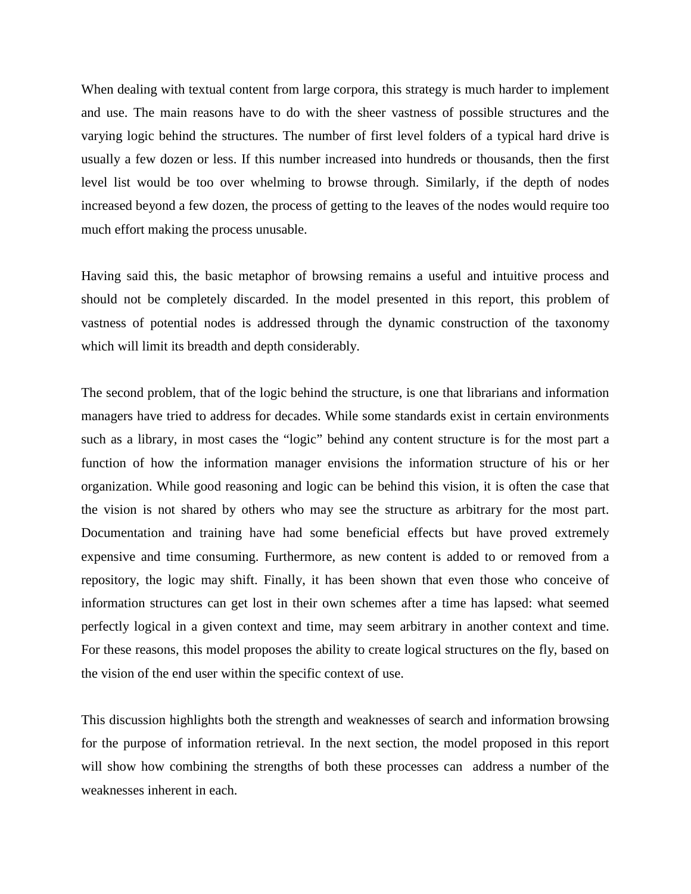When dealing with textual content from large corpora, this strategy is much harder to implement and use. The main reasons have to do with the sheer vastness of possible structures and the varying logic behind the structures. The number of first level folders of a typical hard drive is usually a few dozen or less. If this number increased into hundreds or thousands, then the first level list would be too over whelming to browse through. Similarly, if the depth of nodes increased beyond a few dozen, the process of getting to the leaves of the nodes would require too much effort making the process unusable.

Having said this, the basic metaphor of browsing remains a useful and intuitive process and should not be completely discarded. In the model presented in this report, this problem of vastness of potential nodes is addressed through the dynamic construction of the taxonomy which will limit its breadth and depth considerably.

The second problem, that of the logic behind the structure, is one that librarians and information managers have tried to address for decades. While some standards exist in certain environments such as a library, in most cases the "logic" behind any content structure is for the most part a function of how the information manager envisions the information structure of his or her organization. While good reasoning and logic can be behind this vision, it is often the case that the vision is not shared by others who may see the structure as arbitrary for the most part. Documentation and training have had some beneficial effects but have proved extremely expensive and time consuming. Furthermore, as new content is added to or removed from a repository, the logic may shift. Finally, it has been shown that even those who conceive of information structures can get lost in their own schemes after a time has lapsed: what seemed perfectly logical in a given context and time, may seem arbitrary in another context and time. For these reasons, this model proposes the ability to create logical structures on the fly, based on the vision of the end user within the specific context of use.

This discussion highlights both the strength and weaknesses of search and information browsing for the purpose of information retrieval. In the next section, the model proposed in this report will show how combining the strengths of both these processes can address a number of the weaknesses inherent in each.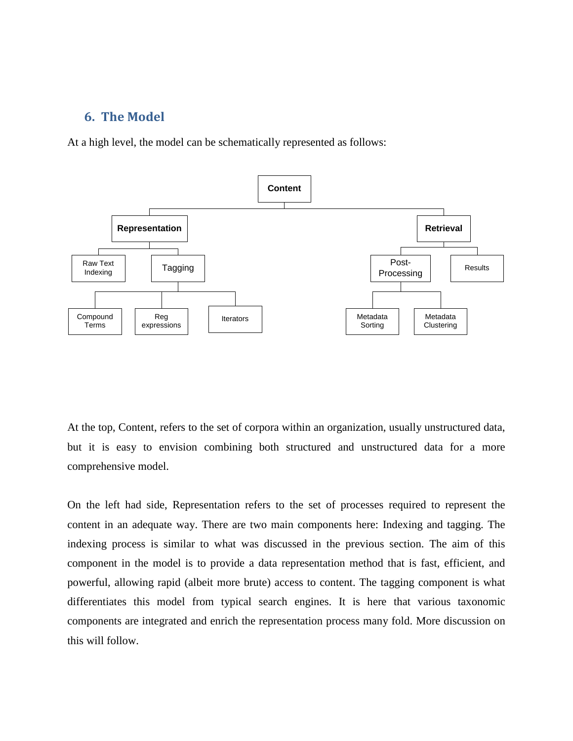## 6. The Model

At a high level, the model can be schematically represented as follows:

- **Content**
  - **Representation**
    - Raw Text Indexing
    - Tagging
      - Compound Terms
      - Reg expressions
      - Iterators
  - **Retrieval**
    - Post-Processing
      - Metadata Sorting
      - Metadata Clustering
    - Results

At the top, Content, refers to the set of corpora within an organization, usually unstructured data, but it is easy to envision combining both structured and unstructured data for a more comprehensive model.

On the left had side, Representation refers to the set of processes required to represent the content in an adequate way. There are two main components here: Indexing and tagging. The indexing process is similar to what was discussed in the previous section. The aim of this component in the model is to provide a data representation method that is fast, efficient, and powerful, allowing rapid (albeit more brute) access to content. The tagging component is what differentiates this model from typical search engines. It is here that various taxonomic components are integrated and enrich the representation process many fold. More discussion on this will follow.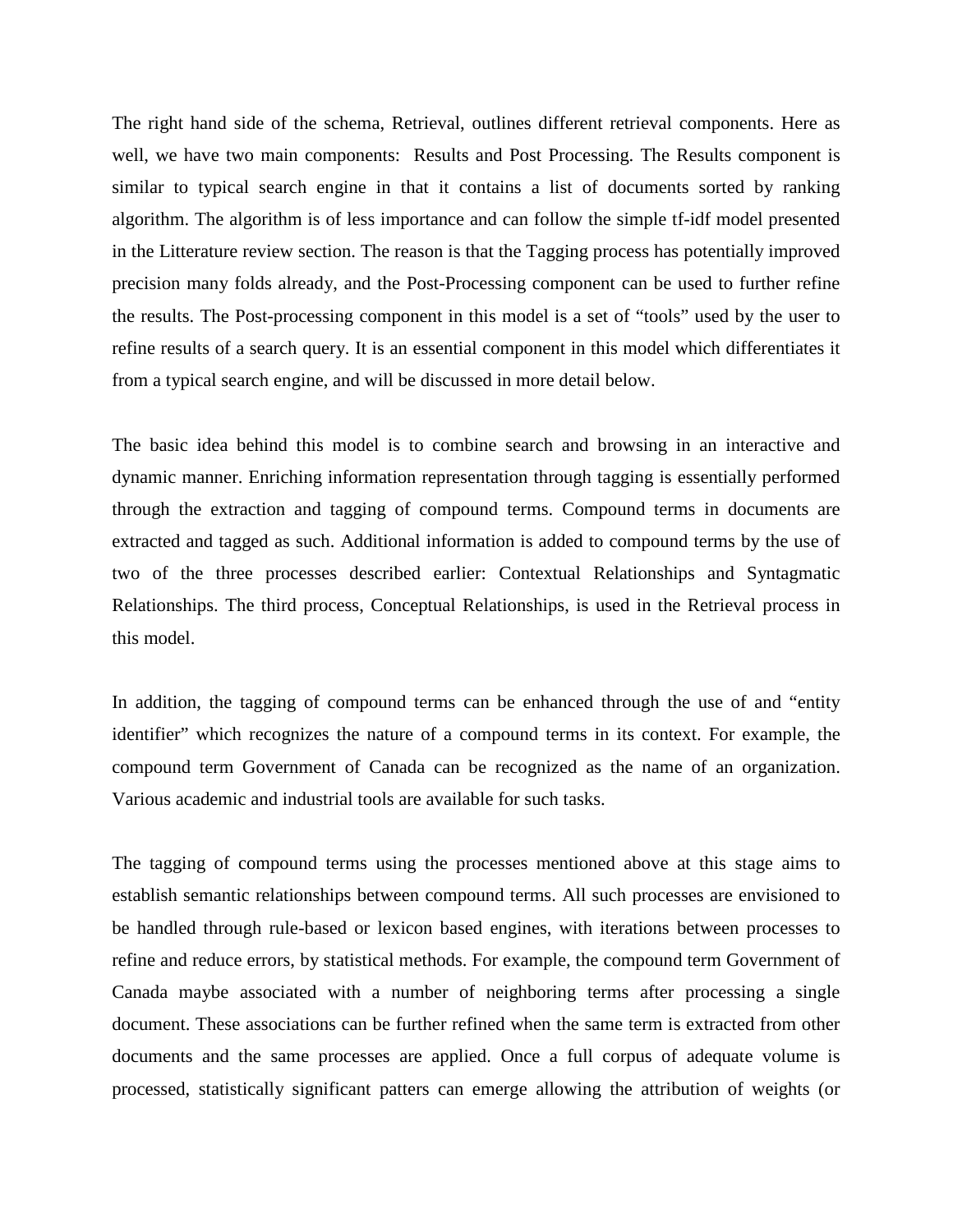The right hand side of the schema, Retrieval, outlines different retrieval components. Here as well, we have two main components:  Results and Post Processing. The Results component is similar to typical search engine in that it contains a list of documents sorted by ranking algorithm. The algorithm is of less importance and can follow the simple tf-idf model presented in the Litterature review section. The reason is that the Tagging process has potentially improved precision many folds already, and the Post-Processing component can be used to further refine the results. The Post-processing component in this model is a set of "tools" used by the user to refine results of a search query. It is an essential component in this model which differentiates it from a typical search engine, and will be discussed in more detail below.

The basic idea behind this model is to combine search and browsing in an interactive and dynamic manner. Enriching information representation through tagging is essentially performed through the extraction and tagging of compound terms. Compound terms in documents are extracted and tagged as such. Additional information is added to compound terms by the use of two of the three processes described earlier: Contextual Relationships and Syntagmatic Relationships. The third process, Conceptual Relationships, is used in the Retrieval process in this model.

In addition, the tagging of compound terms can be enhanced through the use of and "entity identifier" which recognizes the nature of a compound terms in its context. For example, the compound term Government of Canada can be recognized as the name of an organization. Various academic and industrial tools are available for such tasks.

The tagging of compound terms using the processes mentioned above at this stage aims to establish semantic relationships between compound terms. All such processes are envisioned to be handled through rule-based or lexicon based engines, with iterations between processes to refine and reduce errors, by statistical methods. For example, the compound term Government of Canada maybe associated with a number of neighboring terms after processing a single document. These associations can be further refined when the same term is extracted from other documents and the same processes are applied. Once a full corpus of adequate volume is processed, statistically significant patters can emerge allowing the attribution of weights (or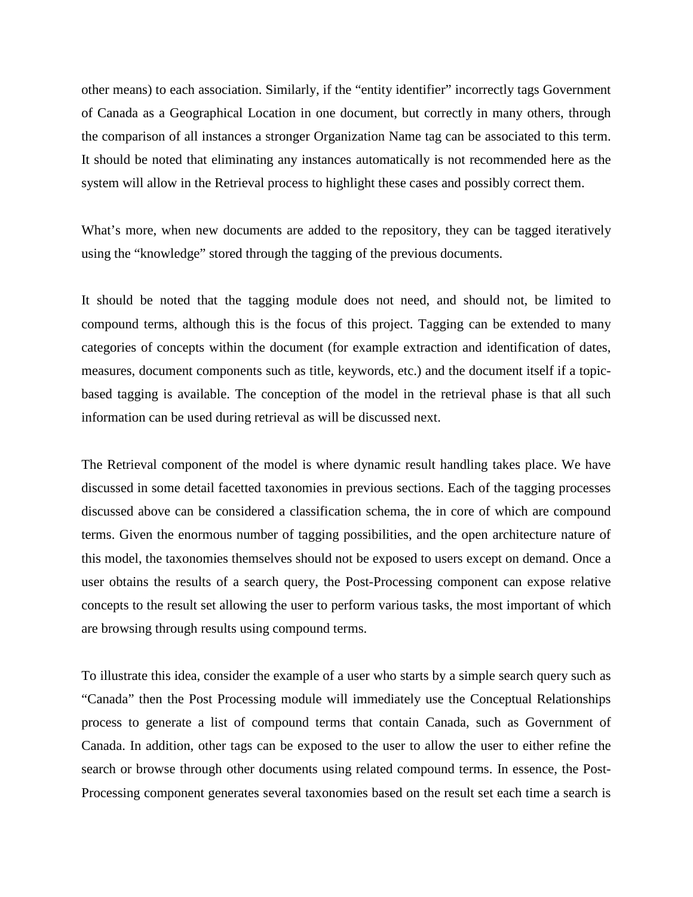other means) to each association. Similarly, if the “entity identifier” incorrectly tags Government of Canada as a Geographical Location in one document, but correctly in many others, through the comparison of all instances a stronger Organization Name tag can be associated to this term. It should be noted that eliminating any instances automatically is not recommended here as the system will allow in the Retrieval process to highlight these cases and possibly correct them.

What’s more, when new documents are added to the repository, they can be tagged iteratively using the “knowledge” stored through the tagging of the previous documents.

It should be noted that the tagging module does not need, and should not, be limited to compound terms, although this is the focus of this project. Tagging can be extended to many categories of concepts within the document (for example extraction and identification of dates, measures, document components such as title, keywords, etc.) and the document itself if a topic-based tagging is available. The conception of the model in the retrieval phase is that all such information can be used during retrieval as will be discussed next.

The Retrieval component of the model is where dynamic result handling takes place. We have discussed in some detail facetted taxonomies in previous sections. Each of the tagging processes discussed above can be considered a classification schema, the in core of which are compound terms. Given the enormous number of tagging possibilities, and the open architecture nature of this model, the taxonomies themselves should not be exposed to users except on demand. Once a user obtains the results of a search query, the Post-Processing component can expose relative concepts to the result set allowing the user to perform various tasks, the most important of which are browsing through results using compound terms.

To illustrate this idea, consider the example of a user who starts by a simple search query such as “Canada” then the Post Processing module will immediately use the Conceptual Relationships process to generate a list of compound terms that contain Canada, such as Government of Canada. In addition, other tags can be exposed to the user to allow the user to either refine the search or browse through other documents using related compound terms. In essence, the Post-Processing component generates several taxonomies based on the result set each time a search is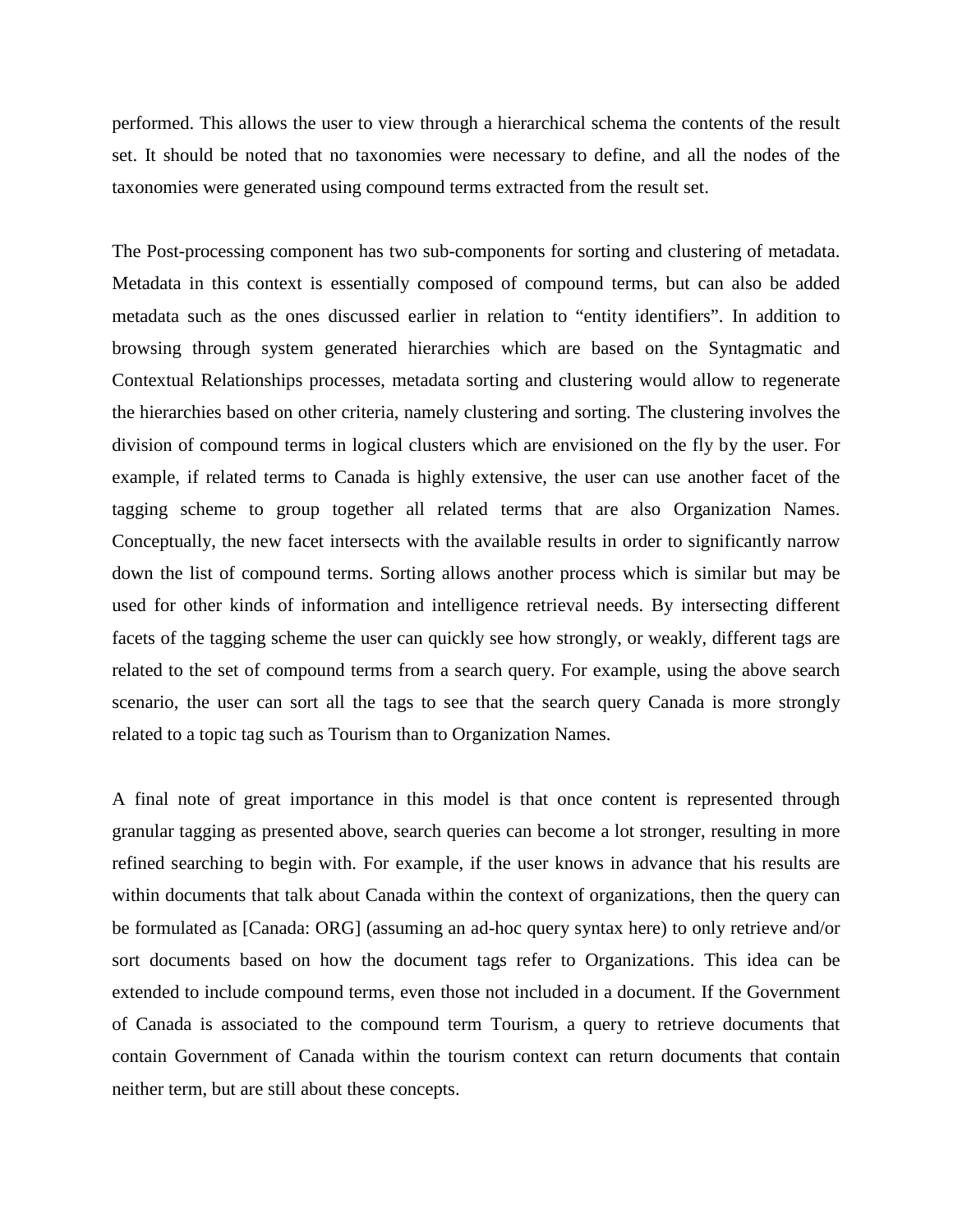performed. This allows the user to view through a hierarchical schema the contents of the result set. It should be noted that no taxonomies were necessary to define, and all the nodes of the taxonomies were generated using compound terms extracted from the result set.

The Post-processing component has two sub-components for sorting and clustering of metadata. Metadata in this context is essentially composed of compound terms, but can also be added metadata such as the ones discussed earlier in relation to "entity identifiers". In addition to browsing through system generated hierarchies which are based on the Syntagmatic and Contextual Relationships processes, metadata sorting and clustering would allow to regenerate the hierarchies based on other criteria, namely clustering and sorting. The clustering involves the division of compound terms in logical clusters which are envisioned on the fly by the user. For example, if related terms to Canada is highly extensive, the user can use another facet of the tagging scheme to group together all related terms that are also Organization Names. Conceptually, the new facet intersects with the available results in order to significantly narrow down the list of compound terms. Sorting allows another process which is similar but may be used for other kinds of information and intelligence retrieval needs. By intersecting different facets of the tagging scheme the user can quickly see how strongly, or weakly, different tags are related to the set of compound terms from a search query. For example, using the above search scenario, the user can sort all the tags to see that the search query Canada is more strongly related to a topic tag such as Tourism than to Organization Names.

A final note of great importance in this model is that once content is represented through granular tagging as presented above, search queries can become a lot stronger, resulting in more refined searching to begin with. For example, if the user knows in advance that his results are within documents that talk about Canada within the context of organizations, then the query can be formulated as [Canada: ORG] (assuming an ad-hoc query syntax here) to only retrieve and/or sort documents based on how the document tags refer to Organizations. This idea can be extended to include compound terms, even those not included in a document. If the Government of Canada is associated to the compound term Tourism, a query to retrieve documents that contain Government of Canada within the tourism context can return documents that contain neither term, but are still about these concepts.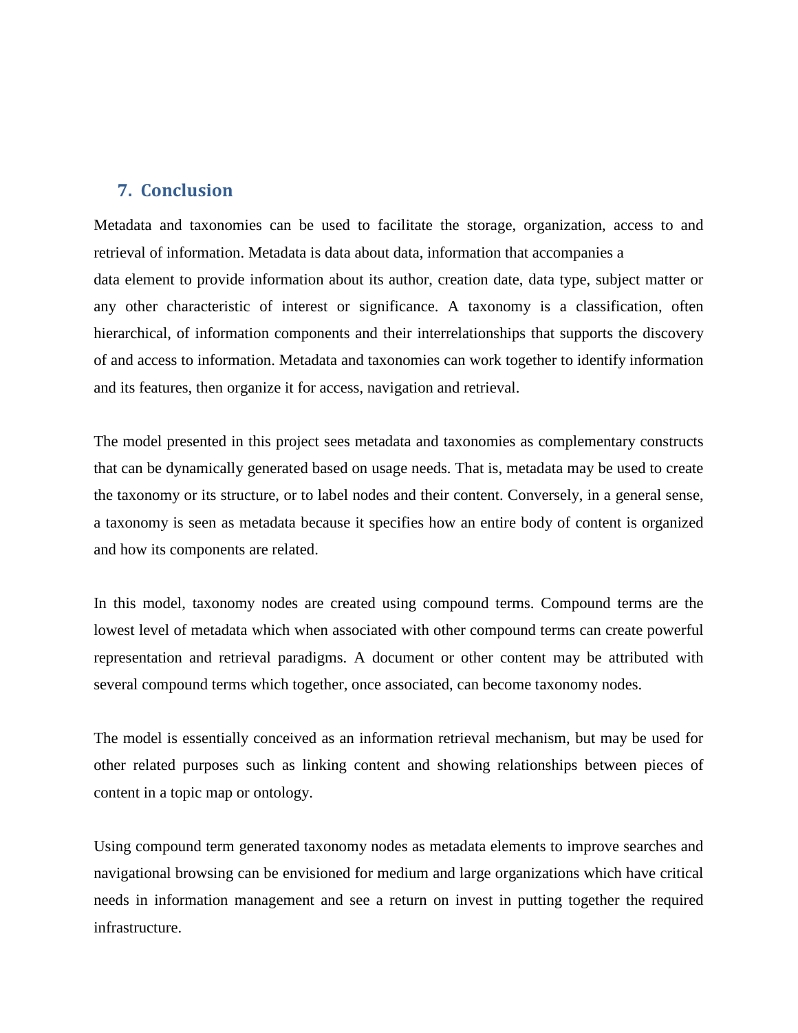## 7. Conclusion

Metadata and taxonomies can be used to facilitate the storage, organization, access to and retrieval of information. Metadata is data about data, information that accompanies a data element to provide information about its author, creation date, data type, subject matter or any other characteristic of interest or significance. A taxonomy is a classification, often hierarchical, of information components and their interrelationships that supports the discovery of and access to information. Metadata and taxonomies can work together to identify information and its features, then organize it for access, navigation and retrieval.

The model presented in this project sees metadata and taxonomies as complementary constructs that can be dynamically generated based on usage needs. That is, metadata may be used to create the taxonomy or its structure, or to label nodes and their content. Conversely, in a general sense, a taxonomy is seen as metadata because it specifies how an entire body of content is organized and how its components are related.

In this model, taxonomy nodes are created using compound terms. Compound terms are the lowest level of metadata which when associated with other compound terms can create powerful representation and retrieval paradigms. A document or other content may be attributed with several compound terms which together, once associated, can become taxonomy nodes.

The model is essentially conceived as an information retrieval mechanism, but may be used for other related purposes such as linking content and showing relationships between pieces of content in a topic map or ontology.

Using compound term generated taxonomy nodes as metadata elements to improve searches and navigational browsing can be envisioned for medium and large organizations which have critical needs in information management and see a return on invest in putting together the required infrastructure.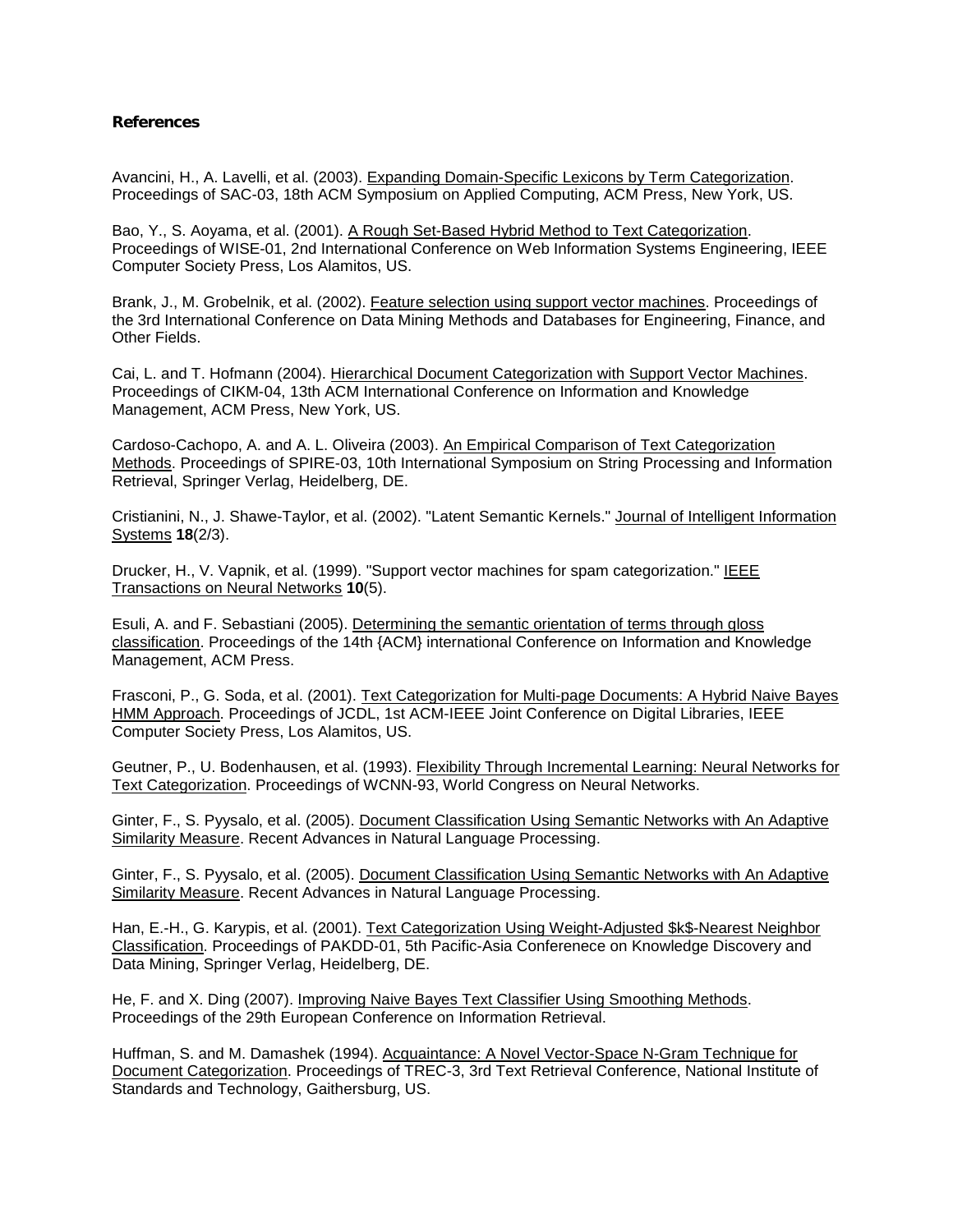**References**

Avancini, H., A. Lavelli, et al. (2003). Expanding Domain-Specific Lexicons by Term Categorization. Proceedings of SAC-03, 18th ACM Symposium on Applied Computing, ACM Press, New York, US.

Bao, Y., S. Aoyama, et al. (2001). A Rough Set-Based Hybrid Method to Text Categorization. Proceedings of WISE-01, 2nd International Conference on Web Information Systems Engineering, IEEE Computer Society Press, Los Alamitos, US.

Brank, J., M. Grobelnik, et al. (2002). Feature selection using support vector machines. Proceedings of the 3rd International Conference on Data Mining Methods and Databases for Engineering, Finance, and Other Fields.

Cai, L. and T. Hofmann (2004). Hierarchical Document Categorization with Support Vector Machines. Proceedings of CIKM-04, 13th ACM International Conference on Information and Knowledge Management, ACM Press, New York, US.

Cardoso-Cachopo, A. and A. L. Oliveira (2003). An Empirical Comparison of Text Categorization Methods. Proceedings of SPIRE-03, 10th International Symposium on String Processing and Information Retrieval, Springer Verlag, Heidelberg, DE.

Cristianini, N., J. Shawe-Taylor, et al. (2002). "Latent Semantic Kernels." Journal of Intelligent Information Systems **18**(2/3).

Drucker, H., V. Vapnik, et al. (1999). "Support vector machines for spam categorization." IEEE Transactions on Neural Networks **10**(5).

Esuli, A. and F. Sebastiani (2005). Determining the semantic orientation of terms through gloss classification. Proceedings of the 14th {ACM} international Conference on Information and Knowledge Management, ACM Press.

Frasconi, P., G. Soda, et al. (2001). Text Categorization for Multi-page Documents: A Hybrid Naive Bayes HMM Approach. Proceedings of JCDL, 1st ACM-IEEE Joint Conference on Digital Libraries, IEEE Computer Society Press, Los Alamitos, US.

Geutner, P., U. Bodenhausen, et al. (1993). Flexibility Through Incremental Learning: Neural Networks for Text Categorization. Proceedings of WCNN-93, World Congress on Neural Networks.

Ginter, F., S. Pyysalo, et al. (2005). Document Classification Using Semantic Networks with An Adaptive Similarity Measure. Recent Advances in Natural Language Processing.

Ginter, F., S. Pyysalo, et al. (2005). Document Classification Using Semantic Networks with An Adaptive Similarity Measure. Recent Advances in Natural Language Processing.

Han, E.-H., G. Karypis, et al. (2001). Text Categorization Using Weight-Adjusted $k$-Nearest Neighbor Classification. Proceedings of PAKDD-01, 5th Pacific-Asia Conferenece on Knowledge Discovery and Data Mining, Springer Verlag, Heidelberg, DE.

He, F. and X. Ding (2007). Improving Naive Bayes Text Classifier Using Smoothing Methods. Proceedings of the 29th European Conference on Information Retrieval.

Huffman, S. and M. Damashek (1994). Acquaintance: A Novel Vector-Space N-Gram Technique for Document Categorization. Proceedings of TREC-3, 3rd Text Retrieval Conference, National Institute of Standards and Technology, Gaithersburg, US.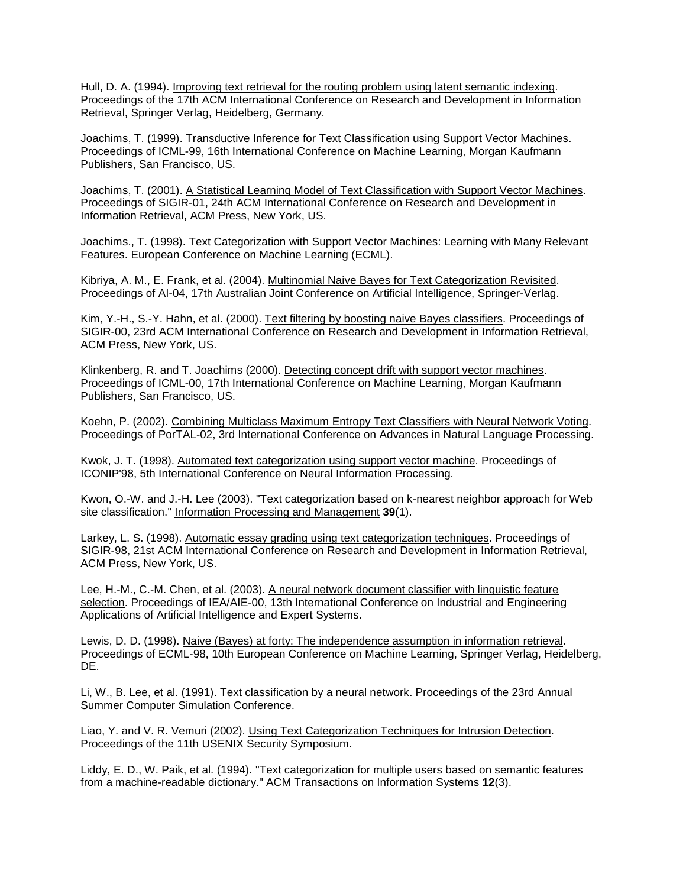Hull, D. A. (1994). Improving text retrieval for the routing problem using latent semantic indexing. Proceedings of the 17th ACM International Conference on Research and Development in Information Retrieval, Springer Verlag, Heidelberg, Germany.

Joachims, T. (1999). Transductive Inference for Text Classification using Support Vector Machines. Proceedings of ICML-99, 16th International Conference on Machine Learning, Morgan Kaufmann Publishers, San Francisco, US.

Joachims, T. (2001). A Statistical Learning Model of Text Classification with Support Vector Machines. Proceedings of SIGIR-01, 24th ACM International Conference on Research and Development in Information Retrieval, ACM Press, New York, US.

Joachims., T. (1998). Text Categorization with Support Vector Machines: Learning with Many Relevant Features. European Conference on Machine Learning (ECML).

Kibriya, A. M., E. Frank, et al. (2004). Multinomial Naive Bayes for Text Categorization Revisited. Proceedings of AI-04, 17th Australian Joint Conference on Artificial Intelligence, Springer-Verlag.

Kim, Y.-H., S.-Y. Hahn, et al. (2000). Text filtering by boosting naive Bayes classifiers. Proceedings of SIGIR-00, 23rd ACM International Conference on Research and Development in Information Retrieval, ACM Press, New York, US.

Klinkenberg, R. and T. Joachims (2000). Detecting concept drift with support vector machines. Proceedings of ICML-00, 17th International Conference on Machine Learning, Morgan Kaufmann Publishers, San Francisco, US.

Koehn, P. (2002). Combining Multiclass Maximum Entropy Text Classifiers with Neural Network Voting. Proceedings of PorTAL-02, 3rd International Conference on Advances in Natural Language Processing.

Kwok, J. T. (1998). Automated text categorization using support vector machine. Proceedings of ICONIP'98, 5th International Conference on Neural Information Processing.

Kwon, O.-W. and J.-H. Lee (2003). "Text categorization based on k-nearest neighbor approach for Web site classification." Information Processing and Management **39**(1).

Larkey, L. S. (1998). Automatic essay grading using text categorization techniques. Proceedings of SIGIR-98, 21st ACM International Conference on Research and Development in Information Retrieval, ACM Press, New York, US.

Lee, H.-M., C.-M. Chen, et al. (2003). A neural network document classifier with linguistic feature selection. Proceedings of IEA/AIE-00, 13th International Conference on Industrial and Engineering Applications of Artificial Intelligence and Expert Systems.

Lewis, D. D. (1998). Naive (Bayes) at forty: The independence assumption in information retrieval. Proceedings of ECML-98, 10th European Conference on Machine Learning, Springer Verlag, Heidelberg, DE.

Li, W., B. Lee, et al. (1991). Text classification by a neural network. Proceedings of the 23rd Annual Summer Computer Simulation Conference.

Liao, Y. and V. R. Vemuri (2002). Using Text Categorization Techniques for Intrusion Detection. Proceedings of the 11th USENIX Security Symposium.

Liddy, E. D., W. Paik, et al. (1994). "Text categorization for multiple users based on semantic features from a machine-readable dictionary." ACM Transactions on Information Systems **12**(3).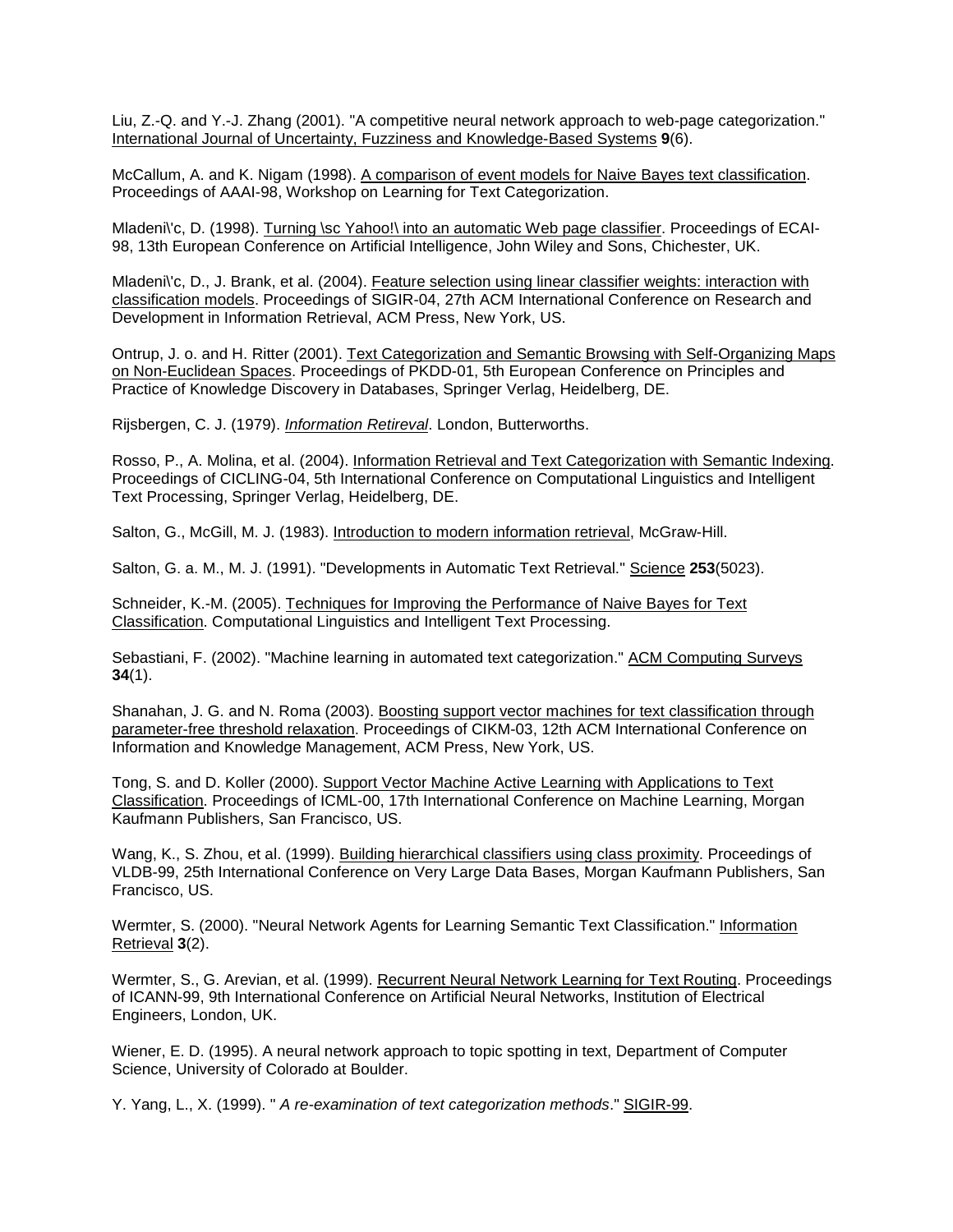Liu, Z.-Q. and Y.-J. Zhang (2001). "A competitive neural network approach to web-page categorization." International Journal of Uncertainty, Fuzziness and Knowledge-Based Systems **9**(6).

McCallum, A. and K. Nigam (1998). A comparison of event models for Naive Bayes text classification. Proceedings of AAAI-98, Workshop on Learning for Text Categorization.

Mladeni\'c, D. (1998). Turning \sc Yahoo!\ into an automatic Web page classifier. Proceedings of ECAI-98, 13th European Conference on Artificial Intelligence, John Wiley and Sons, Chichester, UK.

Mladeni\'c, D., J. Brank, et al. (2004). Feature selection using linear classifier weights: interaction with classification models. Proceedings of SIGIR-04, 27th ACM International Conference on Research and Development in Information Retrieval, ACM Press, New York, US.

Ontrup, J. o. and H. Ritter (2001). Text Categorization and Semantic Browsing with Self-Organizing Maps on Non-Euclidean Spaces. Proceedings of PKDD-01, 5th European Conference on Principles and Practice of Knowledge Discovery in Databases, Springer Verlag, Heidelberg, DE.

Rijsbergen, C. J. (1979). *Information Retireval*. London, Butterworths.

Rosso, P., A. Molina, et al. (2004). Information Retrieval and Text Categorization with Semantic Indexing. Proceedings of CICLING-04, 5th International Conference on Computational Linguistics and Intelligent Text Processing, Springer Verlag, Heidelberg, DE.

Salton, G., McGill, M. J. (1983). Introduction to modern information retrieval, McGraw-Hill.

Salton, G. a. M., M. J. (1991). "Developments in Automatic Text Retrieval." Science **253**(5023).

Schneider, K.-M. (2005). Techniques for Improving the Performance of Naive Bayes for Text Classification. Computational Linguistics and Intelligent Text Processing.

Sebastiani, F. (2002). "Machine learning in automated text categorization." ACM Computing Surveys **34**(1).

Shanahan, J. G. and N. Roma (2003). Boosting support vector machines for text classification through parameter-free threshold relaxation. Proceedings of CIKM-03, 12th ACM International Conference on Information and Knowledge Management, ACM Press, New York, US.

Tong, S. and D. Koller (2000). Support Vector Machine Active Learning with Applications to Text Classification. Proceedings of ICML-00, 17th International Conference on Machine Learning, Morgan Kaufmann Publishers, San Francisco, US.

Wang, K., S. Zhou, et al. (1999). Building hierarchical classifiers using class proximity. Proceedings of VLDB-99, 25th International Conference on Very Large Data Bases, Morgan Kaufmann Publishers, San Francisco, US.

Wermter, S. (2000). "Neural Network Agents for Learning Semantic Text Classification." Information Retrieval **3**(2).

Wermter, S., G. Arevian, et al. (1999). Recurrent Neural Network Learning for Text Routing. Proceedings of ICANN-99, 9th International Conference on Artificial Neural Networks, Institution of Electrical Engineers, London, UK.

Wiener, E. D. (1995). A neural network approach to topic spotting in text, Department of Computer Science, University of Colorado at Boulder.

Y. Yang, L., X. (1999). " *A re-examination of text categorization methods*." SIGIR-99.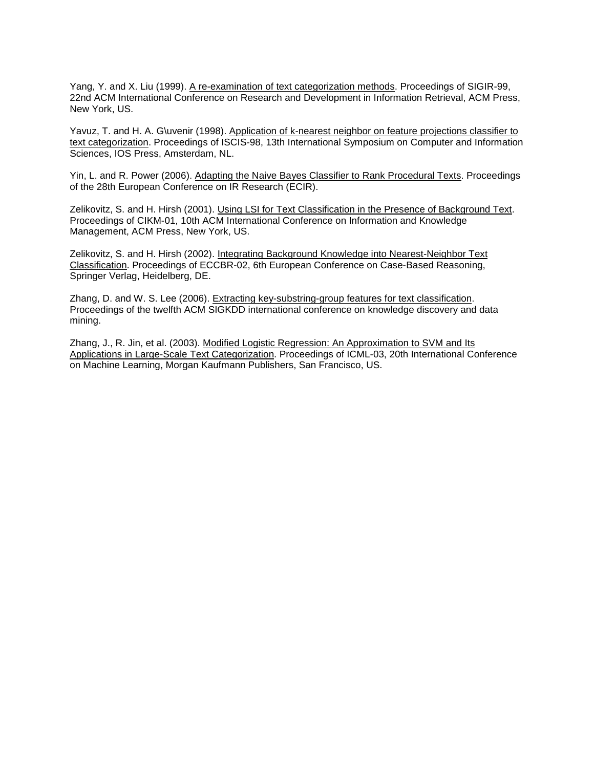Yang, Y. and X. Liu (1999). A re-examination of text categorization methods. Proceedings of SIGIR-99, 22nd ACM International Conference on Research and Development in Information Retrieval, ACM Press, New York, US.

Yavuz, T. and H. A. G\uvenir (1998). Application of k-nearest neighbor on feature projections classifier to text categorization. Proceedings of ISCIS-98, 13th International Symposium on Computer and Information Sciences, IOS Press, Amsterdam, NL.

Yin, L. and R. Power (2006). Adapting the Naive Bayes Classifier to Rank Procedural Texts. Proceedings of the 28th European Conference on IR Research (ECIR).

Zelikovitz, S. and H. Hirsh (2001). Using LSI for Text Classification in the Presence of Background Text. Proceedings of CIKM-01, 10th ACM International Conference on Information and Knowledge Management, ACM Press, New York, US.

Zelikovitz, S. and H. Hirsh (2002). Integrating Background Knowledge into Nearest-Neighbor Text Classification. Proceedings of ECCBR-02, 6th European Conference on Case-Based Reasoning, Springer Verlag, Heidelberg, DE.

Zhang, D. and W. S. Lee (2006). Extracting key-substring-group features for text classification. Proceedings of the twelfth ACM SIGKDD international conference on knowledge discovery and data mining.

Zhang, J., R. Jin, et al. (2003). Modified Logistic Regression: An Approximation to SVM and Its Applications in Large-Scale Text Categorization. Proceedings of ICML-03, 20th International Conference on Machine Learning, Morgan Kaufmann Publishers, San Francisco, US.